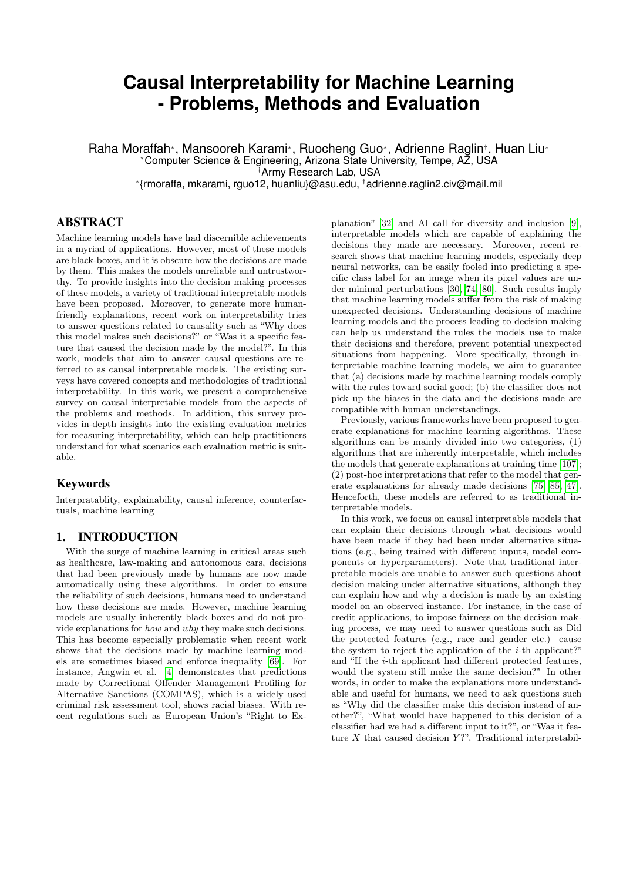# Causal Interpretability for Machine Learning - Problems, Methods and Evaluation

Raha Moraffah*, Mansooreh Karami*, Ruocheng Guo*, Adrienne Raglin†, Huan Liu*

*Computer Science & Engineering, Arizona State University, Tempe, AZ, USA

†Army Research Lab, USA

*{rmoraffa, mkarami, rguo12, huanliu}@asu.edu, †adrienne.raglin2.civ@mail.mil

## ABSTRACT

Machine learning models have had discernible achievements in a myriad of applications. However, most of these models are black-boxes, and it is obscure how the decisions are made by them. This makes the models unreliable and untrustworthy. To provide insights into the decision making processes of these models, a variety of traditional interpretable models have been proposed. Moreover, to generate more human-friendly explanations, recent work on interpretability tries to answer questions related to causality such as "Why does this model makes such decisions?" or "Was it a specific feature that caused the decision made by the model?". In this work, models that aim to answer causal questions are referred to as causal interpretable models. The existing surveys have covered concepts and methodologies of traditional interpretability. In this work, we present a comprehensive survey on causal interpretable models from the aspects of the problems and methods. In addition, this survey provides in-depth insights into the existing evaluation metrics for measuring interpretability, which can help practitioners understand for what scenarios each evaluation metric is suitable.

## Keywords

Interpratablity, explainability, causal inference, counterfactuals, machine learning

## 1. INTRODUCTION

With the surge of machine learning in critical areas such as healthcare, law-making and autonomous cars, decisions that had been previously made by humans are now made automatically using these algorithms. In order to ensure the reliability of such decisions, humans need to understand how these decisions are made. However, machine learning models are usually inherently black-boxes and do not provide explanations for *how* and *why* they make such decisions. This has become especially problematic when recent work shows that the decisions made by machine learning models are sometimes biased and enforce inequality [69]. For instance, Angwin et al. [4] demonstrates that predictions made by Correctional Offender Management Profiling for Alternative Sanctions (COMPAS), which is a widely used criminal risk assessment tool, shows racial biases. With recent regulations such as European Union's "Right to Explanation" [32] and AI call for diversity and inclusion [9], interpretable models which are capable of explaining the decisions they made are necessary. Moreover, recent research shows that machine learning models, especially deep neural networks, can be easily fooled into predicting a specific class label for an image when its pixel values are under minimal perturbations [30, 74, 80]. Such results imply that machine learning models suffer from the risk of making unexpected decisions. Understanding decisions of machine learning models and the process leading to decision making can help us understand the rules the models use to make their decisions and therefore, prevent potential unexpected situations from happening. More specifically, through interpretable machine learning models, we aim to guarantee that (a) decisions made by machine learning models comply with the rules toward social good; (b) the classifier does not pick up the biases in the data and the decisions made are compatible with human understandings.

Previously, various frameworks have been proposed to generate explanations for machine learning algorithms. These algorithms can be mainly divided into two categories, (1) algorithms that are inherently interpretable, which includes the models that generate explanations at training time [107]; (2) post-hoc interpretations that refer to the model that generate explanations for already made decisions [75, 85, 47]. Henceforth, these models are referred to as traditional interpretable models.

In this work, we focus on causal interpretable models that can explain their decisions through what decisions would have been made if they had been under alternative situations (e.g., being trained with different inputs, model components or hyperparameters). Note that traditional interpretable models are unable to answer such questions about decision making under alternative situations, although they can explain how and why a decision is made by an existing model on an observed instance. For instance, in the case of credit applications, to impose fairness on the decision making process, we may need to answer questions such as Did the protected features (e.g., race and gender etc.) cause the system to reject the application of the $i$-th applicant?" and "If the $i$-th applicant had different protected features, would the system still make the same decision?" In other words, in order to make the explanations more understandable and useful for humans, we need to ask questions such as "Why did the classifier make this decision instead of another?", "What would have happened to this decision of a classifier had we had a different input to it?", or "Was it feature $X$ that caused decision $Y$?". Traditional interpretabil-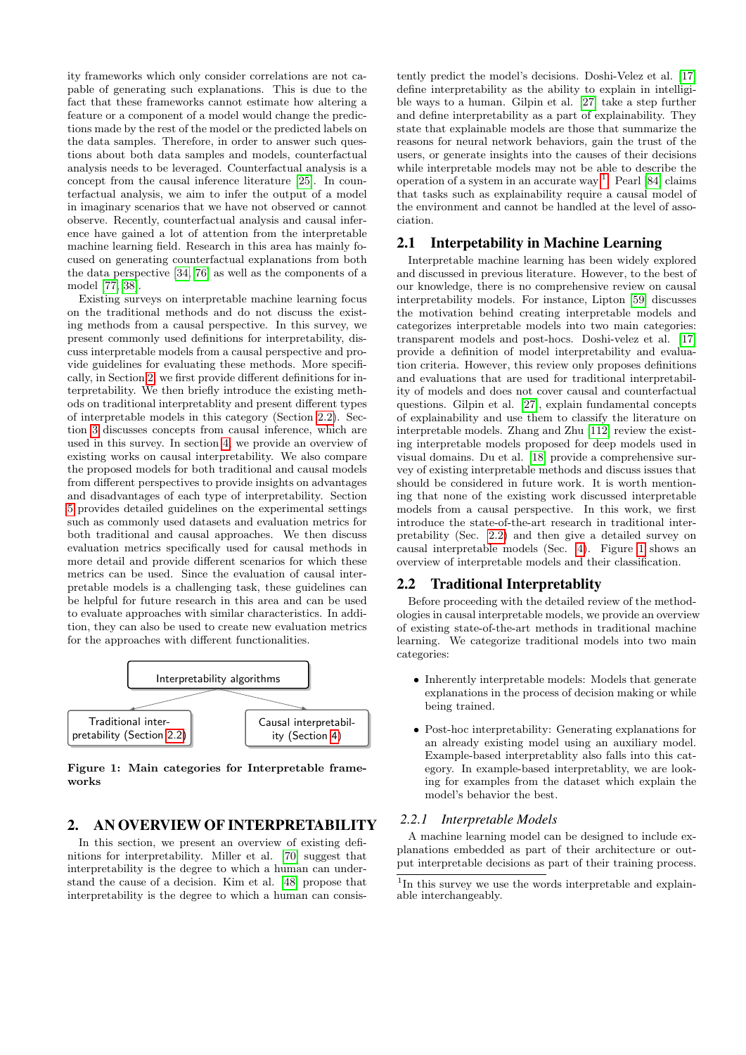ity frameworks which only consider correlations are not capable of generating such explanations. This is due to the fact that these frameworks cannot estimate how altering a feature or a component of a model would change the predictions made by the rest of the model or the predicted labels on the data samples. Therefore, in order to answer such questions about both data samples and models, counterfactual analysis needs to be leveraged. Counterfactual analysis is a concept from the causal inference literature [25]. In counterfactual analysis, we aim to infer the output of a model in imaginary scenarios that we have not observed or cannot observe. Recently, counterfactual analysis and causal inference have gained a lot of attention from the interpretable machine learning field. Research in this area has mainly focused on generating counterfactual explanations from both the data perspective [34, 76] as well as the components of a model [77, 38].

Existing surveys on interpretable machine learning focus on the traditional methods and do not discuss the existing methods from a causal perspective. In this survey, we present commonly used definitions for interpretability, discuss interpretable models from a causal perspective and provide guidelines for evaluating these methods. More specifically, in Section 2, we first provide different definitions for interpretability. We then briefly introduce the existing methods on traditional interpretablity and present different types of interpretable models in this category (Section 2.2). Section 3 discusses concepts from causal inference, which are used in this survey. In section 4, we provide an overview of existing works on causal interpretability. We also compare the proposed models for both traditional and causal models from different perspectives to provide insights on advantages and disadvantages of each type of interpretability. Section 5 provides detailed guidelines on the experimental settings such as commonly used datasets and evaluation metrics for both traditional and causal approaches. We then discuss evaluation metrics specifically used for causal methods in more detail and provide different scenarios for which these metrics can be used. Since the evaluation of causal interpretable models is a challenging task, these guidelines can be helpful for future research in this area and can be used to evaluate approaches with similar characteristics. In addition, they can also be used to create new evaluation metrics for the approaches with different functionalities.

Interpretability algorithms → Traditional interpretability (Section 2.2); Causal interpretability (Section 4)

**Figure 1: Main categories for Interpretable frameworks**

## 2. AN OVERVIEW OF INTERPRETABILITY

In this section, we present an overview of existing definitions for interpretability. Miller et al. [70] suggest that interpretability is the degree to which a human can understand the cause of a decision. Kim et al. [48] propose that interpretability is the degree to which a human can consistently predict the model's decisions. Doshi-Velez et al. [17] define interpretability as the ability to explain in intelligible ways to a human. Gilpin et al. [27] take a step further and define interpretability as a part of explainability. They state that explainable models are those that summarize the reasons for neural network behaviors, gain the trust of the users, or generate insights into the causes of their decisions while interpretable models may not be able to describe the operation of a system in an accurate way[1]. Pearl [84] claims that tasks such as explainability require a causal model of the environment and cannot be handled at the level of association.

### 2.1 Interpetability in Machine Learning

Interpretable machine learning has been widely explored and discussed in previous literature. However, to the best of our knowledge, there is no comprehensive review on causal interpretability models. For instance, Lipton [59] discusses the motivation behind creating interpretable models and categorizes interpretable models into two main categories: transparent models and post-hocs. Doshi-velez et al. [17] provide a definition of model interpretability and evaluation criteria. However, this review only proposes definitions and evaluations that are used for traditional interpretability of models and does not cover causal and counterfactual questions. Gilpin et al. [27], explain fundamental concepts of explainability and use them to classify the literature on interpretable models. Zhang and Zhu [112] review the existing interpretable models proposed for deep models used in visual domains. Du et al. [18] provide a comprehensive survey of existing interpretable methods and discuss issues that should be considered in future work. It is worth mentioning that none of the existing work discussed interpretable models from a causal perspective. In this work, we first introduce the state-of-the-art research in traditional interpretability (Sec. 2.2) and then give a detailed survey on causal interpretable models (Sec. 4). Figure 1 shows an overview of interpretable models and their classification.

### 2.2 Traditional Interpretablity

Before proceeding with the detailed review of the methodologies in causal interpretable models, we provide an overview of existing state-of-the-art methods in traditional machine learning. We categorize traditional models into two main categories:

- Inherently interpretable models: Models that generate explanations in the process of decision making or while being trained.
- Post-hoc interpretability: Generating explanations for an already existing model using an auxiliary model. Example-based interpretablity also falls into this category. In example-based interpretablity, we are looking for examples from the dataset which explain the model's behavior the best.

#### *2.2.1 Interpretable Models*

A machine learning model can be designed to include explanations embedded as part of their architecture or output interpretable decisions as part of their training process.

[1] In this survey we use the words interpretable and explainable interchangeably.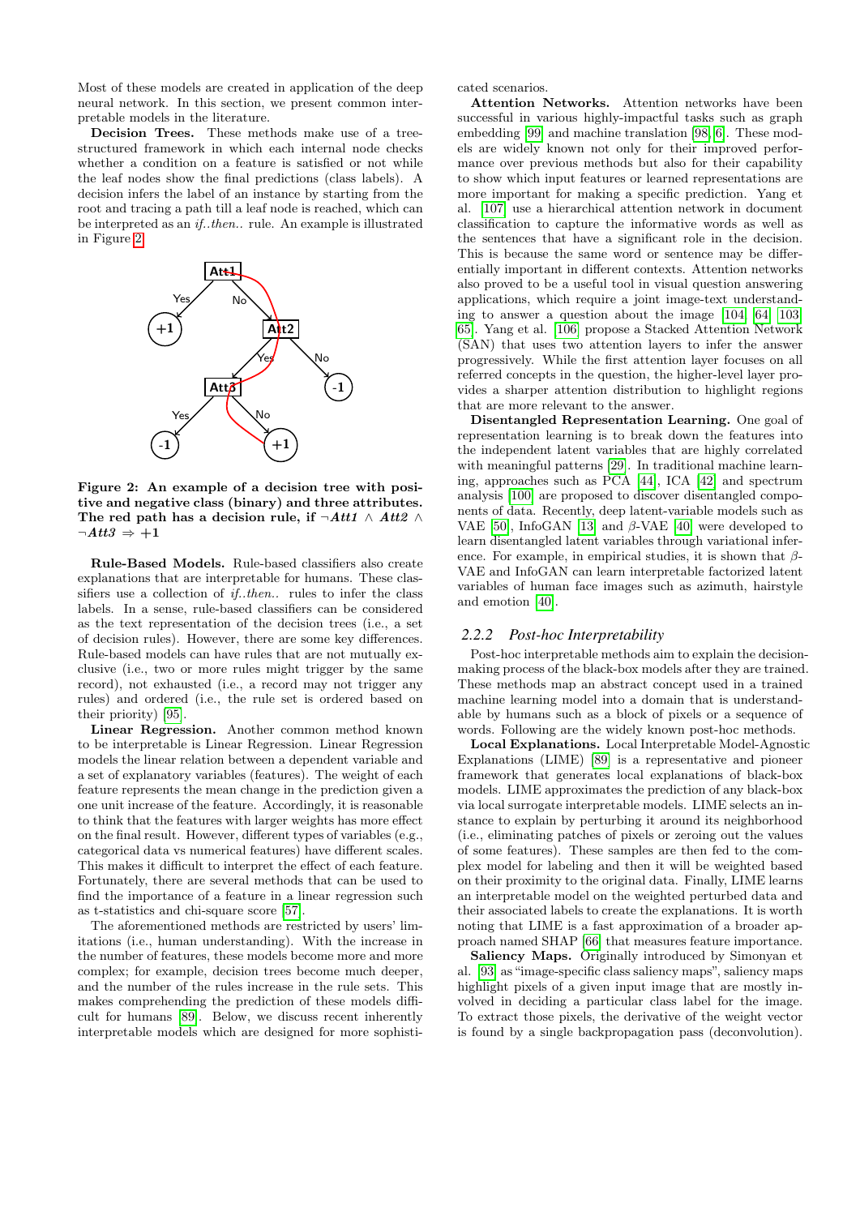Most of these models are created in application of the deep neural network. In this section, we present common interpretable models in the literature.

**Decision Trees.** These methods make use of a tree-structured framework in which each internal node checks whether a condition on a feature is satisfied or not while the leaf nodes show the final predictions (class labels). A decision infers the label of an instance by starting from the root and tracing a path till a leaf node is reached, which can be interpreted as an *if..then..* rule. An example is illustrated in Figure 2.

**Figure 2: An example of a decision tree with positive and negative class (binary) and three attributes. The red path has a decision rule, if $\neg$*Att1* $\wedge$ *Att2* $\wedge$ $\neg$*Att3* $\Rightarrow +1$**

**Rule-Based Models.** Rule-based classifiers also create explanations that are interpretable for humans. These classifiers use a collection of *if..then..* rules to infer the class labels. In a sense, rule-based classifiers can be considered as the text representation of the decision trees (i.e., a set of decision rules). However, there are some key differences. Rule-based models can have rules that are not mutually exclusive (i.e., two or more rules might trigger by the same record), not exhausted (i.e., a record may not trigger any rules) and ordered (i.e., the rule set is ordered based on their priority) [95].

**Linear Regression.** Another common method known to be interpretable is Linear Regression. Linear Regression models the linear relation between a dependent variable and a set of explanatory variables (features). The weight of each feature represents the mean change in the prediction given a one unit increase of the feature. Accordingly, it is reasonable to think that the features with larger weights has more effect on the final result. However, different types of variables (e.g., categorical data vs numerical features) have different scales. This makes it difficult to interpret the effect of each feature. Fortunately, there are several methods that can be used to find the importance of a feature in a linear regression such as t-statistics and chi-square score [57].

The aforementioned methods are restricted by users' limitations (i.e., human understanding). With the increase in the number of features, these models become more and more complex; for example, decision trees become much deeper, and the number of the rules increase in the rule sets. This makes comprehending the prediction of these models difficult for humans [89]. Below, we discuss recent inherently interpretable models which are designed for more sophisticated scenarios.

**Attention Networks.** Attention networks have been successful in various highly-impactful tasks such as graph embedding [99] and machine translation [98, 6]. These models are widely known not only for their improved performance over previous methods but also for their capability to show which input features or learned representations are more important for making a specific prediction. Yang et al. [107] use a hierarchical attention network in document classification to capture the informative words as well as the sentences that have a significant role in the decision. This is because the same word or sentence may be differentially important in different contexts. Attention networks also proved to be a useful tool in visual question answering applications, which require a joint image-text understanding to answer a question about the image [104, 64, 103, 65]. Yang et al. [106] propose a Stacked Attention Network (SAN) that uses two attention layers to infer the answer progressively. While the first attention layer focuses on all referred concepts in the question, the higher-level layer provides a sharper attention distribution to highlight regions that are more relevant to the answer.

**Disentangled Representation Learning.** One goal of representation learning is to break down the features into the independent latent variables that are highly correlated with meaningful patterns [29]. In traditional machine learning, approaches such as PCA [44], ICA [42] and spectrum analysis [100] are proposed to discover disentangled components of data. Recently, deep latent-variable models such as VAE [50], InfoGAN [13] and $\beta$-VAE [40] were developed to learn disentangled latent variables through variational inference. For example, in empirical studies, it is shown that $\beta$-VAE and InfoGAN can learn interpretable factorized latent variables of human face images such as azimuth, hairstyle and emotion [40].

### 2.2.2 Post-hoc Interpretability

Post-hoc interpretable methods aim to explain the decision-making process of the black-box models after they are trained. These methods map an abstract concept used in a trained machine learning model into a domain that is understandable by humans such as a block of pixels or a sequence of words. Following are the widely known post-hoc methods.

**Local Explanations.** Local Interpretable Model-Agnostic Explanations (LIME) [89] is a representative and pioneer framework that generates local explanations of black-box models. LIME approximates the prediction of any black-box via local surrogate interpretable models. LIME selects an instance to explain by perturbing it around its neighborhood (i.e., eliminating patches of pixels or zeroing out the values of some features). These samples are then fed to the complex model for labeling and then it will be weighted based on their proximity to the original data. Finally, LIME learns an interpretable model on the weighted perturbed data and their associated labels to create the explanations. It is worth noting that LIME is a fast approximation of a broader approach named SHAP [66] that measures feature importance.

**Saliency Maps.** Originally introduced by Simonyan et al. [93] as "image-specific class saliency maps", saliency maps highlight pixels of a given input image that are mostly involved in deciding a particular class label for the image. To extract those pixels, the derivative of the weight vector is found by a single backpropagation pass (deconvolution).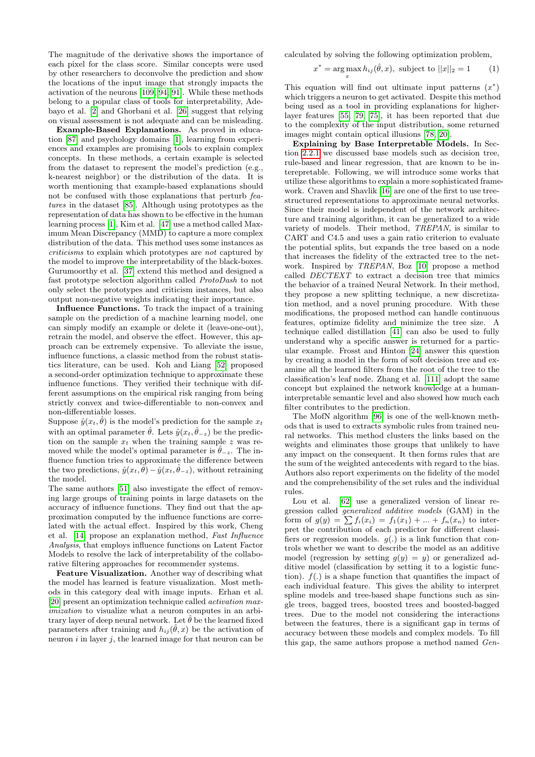The magnitude of the derivative shows the importance of each pixel for the class score. Similar concepts were used by other researchers to deconvolve the prediction and show the locations of the input image that strongly impacts the activation of the neurons [109, 94, 91]. While these methods belong to a popular class of tools for interpretability, Adebayo et al. [2] and Ghorbani et al. [26] suggest that relying on visual assessment is not adequate and can be misleading.

**Example-Based Explanations.** As proved in education [87] and psychology domains [1], learning from experiences and examples are promising tools to explain complex concepts. In these methods, a certain example is selected from the dataset to represent the model's prediction (e.g., k-nearest neighbor) or the distribution of the data. It is worth mentioning that example-based explanations should not be confused with those explanations that perturb *features* in the dataset [85]. Although using prototypes as the representation of data has shown to be effective in the human learning process [1], Kim et al. [47] use a method called Maximum Mean Discrepancy (MMD) to capture a more complex distribution of the data. This method uses some instances as *criticisms* to explain which prototypes are *not* captured by the model to improve the interpretability of the black-boxes. Gurumoorthy et al. [37] extend this method and designed a fast prototype selection algorithm called *ProtoDash* to not only select the prototypes and criticism instances, but also output non-negative weights indicating their importance.

**Influence Functions.** To track the impact of a training sample on the prediction of a machine learning model, one can simply modify an example or delete it (leave-one-out), retrain the model, and observe the effect. However, this approach can be extremely expensive. To alleviate the issue, influence functions, a classic method from the robust statistics literature, can be used. Koh and Liang [52] proposed a second-order optimization technique to approximate these influence functions. They verified their technique with different assumptions on the empirical risk ranging from being strictly convex and twice-differentiable to non-convex and non-differentiable losses.

Suppose $\hat{y}(x_t, \hat{\theta})$ is the model's prediction for the sample $x_t$ with an optimal parameter $\hat{\theta}$. Lets $\hat{y}(x_t, \hat{\theta}_{-z})$ be the prediction on the sample $x_t$ when the training sample $z$ was removed while the model's optimal parameter is $\hat{\theta}_{-z}$. The influence function tries to approximate the difference between the two predictions, $\hat{y}(x_t, \hat{\theta}) - \hat{y}(x_t, \hat{\theta}_{-z})$, without retraining the model.

The same authors [51] also investigate the effect of removing large groups of training points in large datasets on the accuracy of influence functions. They find out that the approximation computed by the influence functions are correlated with the actual effect. Inspired by this work, Cheng et al. [14] propose an explanation method, *Fast Influence Analysis*, that employs influence functions on Latent Factor Models to resolve the lack of interpretability of the collaborative filtering approaches for recommender systems.

**Feature Visualization.** Another way of describing what the model has learned is feature visualization. Most methods in this category deal with image inputs. Erhan et al. [20] present an optimization technique called *activation maximization* to visualize what a neuron computes in an arbitrary layer of deep neural network. Let $\hat{\theta}$ be the learned fixed parameters after training and $h_{ij}(\hat{\theta}, x)$ be the activation of neuron $i$ in layer $j$, the learned image for that neuron can be calculated by solving the following optimization problem,

$$x^* = \arg\max_{x} h_{ij}(\hat{\theta}, x), \text{ subject to } ||x||_2 = 1 \qquad (1)$$

This equation will find out ultimate input patterns ($x^*$) which triggers a neuron to get activated. Despite this method being used as a tool in providing explanations for higher-layer features [55, 79, 75], it has been reported that due to the complexity of the input distribution, some returned images might contain optical illusions [78, 20].

**Explaining by Base Interpretable Models.** In Section 2.2.1 we discussed base models such as decision tree, rule-based and linear regression, that are known to be interepretable. Following, we will introduce some works that utilize these algorithms to explain a more sophisticated framework. Craven and Shavlik [16] are one of the first to use tree-structured representations to approximate neural networks. Since their model is independent of the network architecture and training algorithm, it can be generalized to a wide variety of models. Their method, *TREPAN*, is similar to CART and C4.5 and uses a gain ratio criterion to evaluate the potential splits, but expands the tree based on a node that increases the fidelity of the extracted tree to the network. Inspired by *TREPAN*, Boz [10] propose a method called *DECTEXT* to extract a decision tree that mimics the behavior of a trained Neural Network. In their method, they propose a new splitting technique, a new discretization method, and a novel pruning procedure. With these modifications, the proposed method can handle continuous features, optimize fidelity and minimize the tree size. A technique called distillation [41] can also be used to fully understand why a specific answer is returned for a particular example. Frosst and Hinton [24] answer this question by creating a model in the form of soft decision tree and examine all the learned filters from the root of the tree to the classification's leaf node. Zhang et al. [111] adopt the same concept but explained the network knowledge at a human-interpretable semantic level and also showed how much each filter contributes to the prediction.

The MofN algorithm [96] is one of the well-known methods that is used to extracts symbolic rules from trained neural networks. This method clusters the links based on the weights and eliminates those groups that unlikely to have any impact on the consequent. It then forms rules that are the sum of the weighted antecedents with regard to the bias. Authors also report experiments on the fidelity of the model and the comprehensibility of the set rules and the individual rules.

Lou et al. [62] use a generalized version of linear regression called *generalized additive models* (GAM) in the form of $g(y) = \sum f_i(x_i) = f_1(x_1) + ... + f_n(x_n)$ to interpret the contribution of each predictor for different classifiers or regression models. $g(.)$ is a link function that controls whether we want to describe the model as an additive model (regression by setting $g(y) = y$) or generalized additive model (classification by setting it to a logistic function). $f(.)$ is a shape function that quantifies the impact of each individual feature. This gives the ability to interpret spline models and tree-based shape functions such as single trees, bagged trees, boosted trees and boosted-bagged trees. Due to the model not considering the interactions between the features, there is a significant gap in terms of accuracy between these models and complex models. To fill this gap, the same authors propose a method named *Gen-*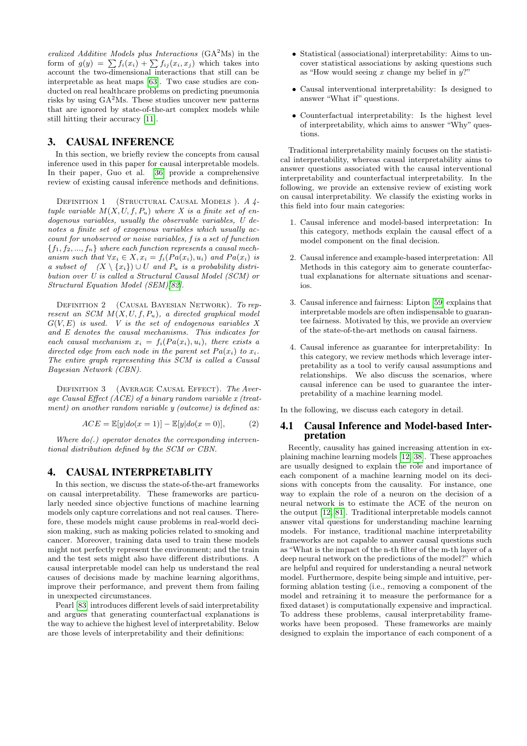eralized Additive Models plus Interactions (GA$^2$Ms) in the form of $g(y) = \sum f_i(x_i) + \sum f_{ij}(x_i, x_j)$ which takes into account the two-dimensional interactions that still can be interpretable as heat maps [63]. Two case studies are conducted on real healthcare problems on predicting pneumonia risks by using GA$^2$Ms. These studies uncover new patterns that are ignored by state-of-the-art complex models while still hitting their accuracy [11].

## 3. CAUSAL INFERENCE

In this section, we briefly review the concepts from causal inference used in this paper for causal interpretable models. In their paper, Guo et al. [36] provide a comprehensive review of existing causal inference methods and definitions.

Definition 1 (Structural Causal Models). *A 4-tuple variable $M(X, U, f, P_u)$ where $X$ is a finite set of endogenous variables, usually the observable variables, $U$ denotes a finite set of exogenous variables which usually account for unobserved or noise variables, $f$ is a set of function $\{f_1, f_2, ..., f_n\}$ where each function represents a causal mechanism such that $\forall x_i \in X, x_i = f_i(Pa(x_i), u_i)$ and $Pa(x_i)$ is a subset of $(X \setminus \{x_i\}) \cup U$ and $P_u$ is a probability distribution over $U$ is called a Structural Causal Model (SCM) or Structural Equation Model (SEM)[82].*

Definition 2 (Causal Bayesian Network). *To represent an SCM $M(X, U, f, P_u)$, a directed graphical model $G(V, E)$ is used. $V$ is the set of endogenous variables $X$ and $E$ denotes the causal mechanisms. This indicates for each causal mechanism $x_i = f_i(Pa(x_i), u_i)$, there exists a directed edge from each node in the parent set $Pa(x_i)$ to $x_i$. The entire graph representing this SCM is called a Causal Bayesian Network (CBN).*

Definition 3 (Average Causal Effect). *The Average Causal Effect (ACE) of a binary random variable $x$ (treatment) on another random variable $y$ (outcome) is defined as:*

$$ACE = \mathbb{E}[y|do(x = 1)] - \mathbb{E}[y|do(x = 0)], \quad (2)$$

*Where do(.) operator denotes the corresponding interventional distribution defined by the SCM or CBN.*

## 4. CAUSAL INTERPRETABLITY

In this section, we discuss the state-of-the-art frameworks on causal interpretability. These frameworks are particularly needed since objective functions of machine learning models only capture correlations and not real causes. Therefore, these models might cause problems in real-world decision making, such as making policies related to smoking and cancer. Moreover, training data used to train these models might not perfectly represent the environment; and the train and the test sets might also have different distributions. A causal interpretable model can help us understand the real causes of decisions made by machine learning algorithms, improve their performance, and prevent them from failing in unexpected circumstances.

Pearl [83] introduces different levels of said interpretability and argues that generating counterfactual explanations is the way to achieve the highest level of interpretability. Below are those levels of interpretability and their definitions:

- Statistical (associational) interpretability: Aims to uncover statistical associations by asking questions such as "How would seeing $x$ change my belief in $y$?"
- Causal interventional interpretability: Is designed to answer "What if" questions.
- Counterfactual interpretability: Is the highest level of interpretability, which aims to answer "Why" questions.

Traditional interpretability mainly focuses on the statistical interpretability, whereas causal interpretability aims to answer questions associated with the causal interventional interpretability and counterfactual interpretability. In the following, we provide an extensive review of existing work on causal interpretability. We classify the existing works in this field into four main categories:

1. Causal inference and model-based interpretation: In this category, methods explain the causal effect of a model component on the final decision.
2. Causal inference and example-based interpretation: All Methods in this category aim to generate counterfactual explanations for alternate situations and scenarios.
3. Causal inference and fairness: Lipton [59] explains that interpretable models are often indispensable to guarantee fairness. Motivated by this, we provide an overview of the state-of-the-art methods on causal fairness.
4. Causal inference as guarantee for interpretability: In this category, we review methods which leverage interpretability as a tool to verify causal assumptions and relationships. We also discuss the scenarios, where causal inference can be used to guarantee the interpretability of a machine learning model.

In the following, we discuss each category in detail.

### 4.1 Causal Inference and Model-based Interpretation

Recently, causality has gained increasing attention in explaining machine learning models [12, 38]. These approaches are usually designed to explain the role and importance of each component of a machine learning model on its decisions with concepts from the causality. For instance, one way to explain the role of a neuron on the decision of a neural network is to estimate the ACE of the neuron on the output [12, 81]. Traditional interpretable models cannot answer vital questions for understanding machine learning models. For instance, traditional machine interpretability frameworks are not capable to answer causal questions such as "What is the impact of the n-th filter of the m-th layer of a deep neural network on the predictions of the model?" which are helpful and required for understanding a neural network model. Furthermore, despite being simple and intuitive, performing ablation testing (i.e., removing a component of the model and retraining it to measure the performance for a fixed dataset) is computationally expensive and impractical. To address these problems, causal interpretability frameworks have been proposed. These frameworks are mainly designed to explain the importance of each component of a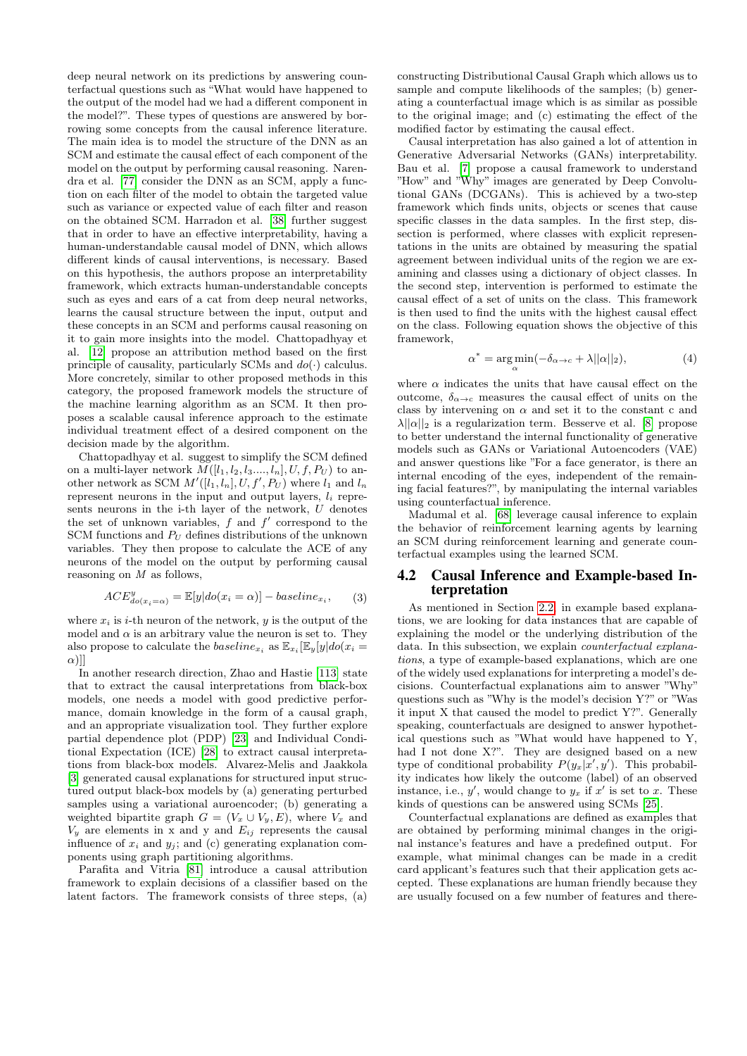deep neural network on its predictions by answering counterfactual questions such as "What would have happened to the output of the model had we had a different component in the model?". These types of questions are answered by borrowing some concepts from the causal inference literature. The main idea is to model the structure of the DNN as an SCM and estimate the causal effect of each component of the model on the output by performing causal reasoning. Narendra et al. [77] consider the DNN as an SCM, apply a function on each filter of the model to obtain the targeted value such as variance or expected value of each filter and reason on the obtained SCM. Harradon et al. [38] further suggest that in order to have an effective interpretability, having a human-understandable causal model of DNN, which allows different kinds of causal interventions, is necessary. Based on this hypothesis, the authors propose an interpretability framework, which extracts human-understandable concepts such as eyes and ears of a cat from deep neural networks, learns the causal structure between the input, output and these concepts in an SCM and performs causal reasoning on it to gain more insights into the model. Chattopadhyay et al. [12] propose an attribution method based on the first principle of causality, particularly SCMs and $do(\cdot)$ calculus. More concretely, similar to other proposed methods in this category, the proposed framework models the structure of the machine learning algorithm as an SCM. It then proposes a scalable causal inference approach to the estimate individual treatment effect of a desired component on the decision made by the algorithm.

Chattopadhyay et al. suggest to simplify the SCM defined on a multi-layer network $M([l_1, l_2, l_3...., l_n], U, f, P_U)$ to another network as SCM $M'([l_1, l_n], U, f', P_U)$ where $l_1$ and $l_n$ represent neurons in the input and output layers, $l_i$ represents neurons in the i-th layer of the network, $U$ denotes the set of unknown variables, $f$ and $f'$ correspond to the SCM functions and $P_U$ defines distributions of the unknown variables. They then propose to calculate the ACE of any neurons of the model on the output by performing causal reasoning on $M$ as follows,

$$ACE^y_{do(x_i=\alpha)} = \mathbb{E}[y|do(x_i = \alpha)] - baseline_{x_i}, \quad (3)$$

where $x_i$ is $i$-th neuron of the network, $y$ is the output of the model and $\alpha$ is an arbitrary value the neuron is set to. They also propose to calculate the $baseline_{x_i}$ as $\mathbb{E}_{x_i}[\mathbb{E}_y[y|do(x_i = \alpha)]]$

In another research direction, Zhao and Hastie [113] state that to extract the causal interpretations from black-box models, one needs a model with good predictive performance, domain knowledge in the form of a causal graph, and an appropriate visualization tool. They further explore partial dependence plot (PDP) [23] and Individual Conditional Expectation (ICE) [28] to extract causal interpretations from black-box models. Alvarez-Melis and Jaakkola [3] generated causal explanations for structured input structured output black-box models by (a) generating perturbed samples using a variational auroencoder; (b) generating a weighted bipartite graph $G = (V_x \cup V_y, E)$, where $V_x$ and $V_y$ are elements in x and y and $E_{ij}$ represents the causal influence of $x_i$ and $y_j$; and (c) generating explanation components using graph partitioning algorithms.

Parafita and Vitria [81] introduce a causal attribution framework to explain decisions of a classifier based on the latent factors. The framework consists of three steps, (a) constructing Distributional Causal Graph which allows us to sample and compute likelihoods of the samples; (b) generating a counterfactual image which is as similar as possible to the original image; and (c) estimating the effect of the modified factor by estimating the causal effect.

Causal interpretation has also gained a lot of attention in Generative Adversarial Networks (GANs) interpretability. Bau et al. [7] propose a causal framework to understand "How" and "Why" images are generated by Deep Convolutional GANs (DCGANs). This is achieved by a two-step framework which finds units, objects or scenes that cause specific classes in the data samples. In the first step, dissection is performed, where classes with explicit representations in the units are obtained by measuring the spatial agreement between individual units of the region we are examining and classes using a dictionary of object classes. In the second step, intervention is performed to estimate the causal effect of a set of units on the class. This framework is then used to find the units with the highest causal effect on the class. Following equation shows the objective of this framework,

$$\alpha^* = \arg\min_{\alpha}(-\delta_{\alpha\to c} + \lambda||\alpha||_2), \quad (4)$$

where $\alpha$ indicates the units that have causal effect on the outcome, $\delta_{\alpha\to c}$ measures the causal effect of units on the class by intervening on $\alpha$ and set it to the constant c and $\lambda||\alpha||_2$ is a regularization term. Besserve et al. [8] propose to better understand the internal functionality of generative models such as GANs or Variational Autoencoders (VAE) and answer questions like "For a face generator, is there an internal encoding of the eyes, independent of the remaining facial features?", by manipulating the internal variables using counterfactual inference.

Madumal et al. [68] leverage causal inference to explain the behavior of reinforcement learning agents by learning an SCM during reinforcement learning and generate counterfactual examples using the learned SCM.

## 4.2 Causal Inference and Example-based Interpretation

As mentioned in Section 2.2, in example based explanations, we are looking for data instances that are capable of explaining the model or the underlying distribution of the data. In this subsection, we explain *counterfactual explanations*, a type of example-based explanations, which are one of the widely used explanations for interpreting a model's decisions. Counterfactual explanations aim to answer "Why" questions such as "Why is the model's decision Y?" or "Was it input X that caused the model to predict Y?". Generally speaking, counterfactuals are designed to answer hypothetical questions such as "What would have happened to Y, had I not done X?". They are designed based on a new type of conditional probability $P(y_x|x', y')$. This probability indicates how likely the outcome (label) of an observed instance, i.e., $y'$, would change to $y_x$ if $x'$ is set to $x$. These kinds of questions can be answered using SCMs [25].

Counterfactual explanations are defined as examples that are obtained by performing minimal changes in the original instance's features and have a predefined output. For example, what minimal changes can be made in a credit card applicant's features such that their application gets accepted. These explanations are human friendly because they are usually focused on a few number of features and there-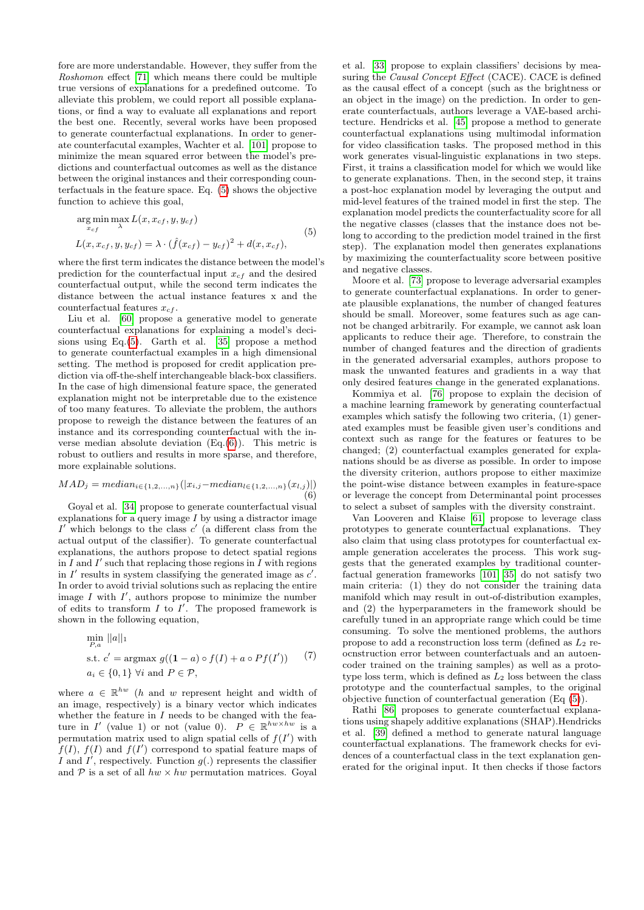fore are more understandable. However, they suffer from the *Roshomon* effect [71] which means there could be multiple true versions of explanations for a predefined outcome. To alleviate this problem, we could report all possible explanations, or find a way to evaluate all explanations and report the best one. Recently, several works have been proposed to generate counterfactual explanations. In order to generate counterfacutal examples, Wachter et al. [101] propose to minimize the mean squared error between the model's predictions and counterfactual outcomes as well as the distance between the original instances and their corresponding counterfactuals in the feature space. Eq. (5) shows the objective function to achieve this goal,

$$
\begin{aligned}
&\arg\min_{x_{cf}} \max_{\lambda} L(x, x_{cf}, y, y_{cf}) \\
&L(x, x_{cf}, y, y_{cf}) = \lambda \cdot (\hat{f}(x_{cf}) - y_{cf})^2 + d(x, x_{cf}),
\end{aligned}
\tag{5}
$$

where the first term indicates the distance between the model's prediction for the counterfactual input $x_{cf}$ and the desired counterfactual output, while the second term indicates the distance between the actual instance features x and the counterfactual features $x_{cf}$.

Liu et al. [60] propose a generative model to generate counterfactual explanations for explaining a model's decisions using Eq.(5). Garth et al. [35] propose a method to generate counterfactual examples in a high dimensional setting. The method is proposed for credit application prediction via off-the-shelf interchangeable black-box classifiers. In the case of high dimensional feature space, the generated explanation might not be interpretable due to the existence of too many features. To alleviate the problem, the authors propose to reweigh the distance between the features of an instance and its corresponding counterfactual with the inverse median absolute deviation (Eq.(6)). This metric is robust to outliers and results in more sparse, and therefore, more explainable solutions.

$$
MAD_j = median_{i \in \{1,2,\ldots,n\}}(|x_{i,j} - median_{l \in \{1,2,\ldots,n\}}(x_{l,j})|)
\tag{6}
$$

Goyal et al. [34] propose to generate counterfactual visual explanations for a query image $I$ by using a distractor image $I'$ which belongs to the class $c'$ (a different class from the actual output of the classifier). To generate counterfactual explanations, the authors propose to detect spatial regions in $I$ and $I'$ such that replacing those regions in $I$ with regions in $I'$ results in system classifying the generated image as $c'$. In order to avoid trivial solutions such as replacing the entire image $I$ with $I'$, authors propose to minimize the number of edits to transform $I$ to $I'$. The proposed framework is shown in the following equation,

$$
\begin{aligned}
&\min_{P,a} ||a||_1 \\
&\text{s.t. } c' = \text{argmax } g((\mathbf{1} - a) \circ f(I) + a \circ Pf(I')) \\
&a_i \in \{0, 1\} \; \forall i \text{ and } P \in \mathcal{P},
\end{aligned}
\tag{7}
$$

where $a \in \mathbb{R}^{hw}$ ($h$ and $w$ represent height and width of an image, respectively) is a binary vector which indicates whether the feature in $I$ needs to be changed with the feature in $I'$ (value 1) or not (value 0). $P \in \mathbb{R}^{hw \times hw}$ is a permutation matrix used to align spatial cells of $f(I')$ with $f(I)$, $f(I)$ and $f(I')$ correspond to spatial feature maps of $I$ and $I'$, respectively. Function $g(.)$ represents the classifier and $\mathcal{P}$ is a set of all $hw \times hw$ permutation matrices. Goyal et al. [33] propose to explain classifiers' decisions by measuring the *Causal Concept Effect* (CACE). CACE is defined as the causal effect of a concept (such as the brightness or an object in the image) on the prediction. In order to generate counterfactuals, authors leverage a VAE-based architecture. Hendricks et al. [45] propose a method to generate counterfactual explanations using multimodal information for video classification tasks. The proposed method in this work generates visual-linguistic explanations in two steps. First, it trains a classification model for which we would like to generate explanations. Then, in the second step, it trains a post-hoc explanation model by leveraging the output and mid-level features of the trained model in first the step. The explanation model predicts the counterfactuality score for all the negative classes (classes that the instance does not belong to according to the prediction model trained in the first step). The explanation model then generates explanations by maximizing the counterfactuality score between positive and negative classes.

Moore et al. [73] propose to leverage adversarial examples to generate counterfactual explanations. In order to generate plausible explanations, the number of changed features should be small. Moreover, some features such as age cannot be changed arbitrarily. For example, we cannot ask loan applicants to reduce their age. Therefore, to constrain the number of changed features and the direction of gradients in the generated adversarial examples, authors propose to mask the unwanted features and gradients in a way that only desired features change in the generated explanations.

Kommiya et al. [76] propose to explain the decision of a machine learning framework by generating counterfactual examples which satisfy the following two criteria, (1) generated examples must be feasible given user's conditions and context such as range for the features or features to be changed; (2) counterfactual examples generated for explanations should be as diverse as possible. In order to impose the diversity criterion, authors propose to either maximize the point-wise distance between examples in feature-space or leverage the concept from Determinantal point processes to select a subset of samples with the diversity constraint.

Van Looveren and Klaise [61] propose to leverage class prototypes to generate counterfactual explanations. They also claim that using class prototypes for counterfactual example generation accelerates the process. This work suggests that the generated examples by traditional counterfactual generation frameworks [101] [35] do not satisfy two main criteria: (1) they do not consider the training data manifold which may result in out-of-distribution examples, and (2) the hyperparameters in the framework should be carefully tuned in an appropriate range which could be time consuming. To solve the mentioned problems, the authors propose to add a reconstruction loss term (defined as $L_2$ reocnstruction error between counterfactuals and an autoencoder trained on the training samples) as well as a prototype loss term, which is defined as $L_2$ loss between the class prototype and the counterfactual samples, to the original objective function of counterfactual generation (Eq (5)).

Rathi [86] proposes to generate counterfactual explanations using shapely additive explanations (SHAP).Hendricks et al. [39] defined a method to generate natural language counterfactual explanations. The framework checks for evidences of a counterfactual class in the text explanation generated for the original input. It then checks if those factors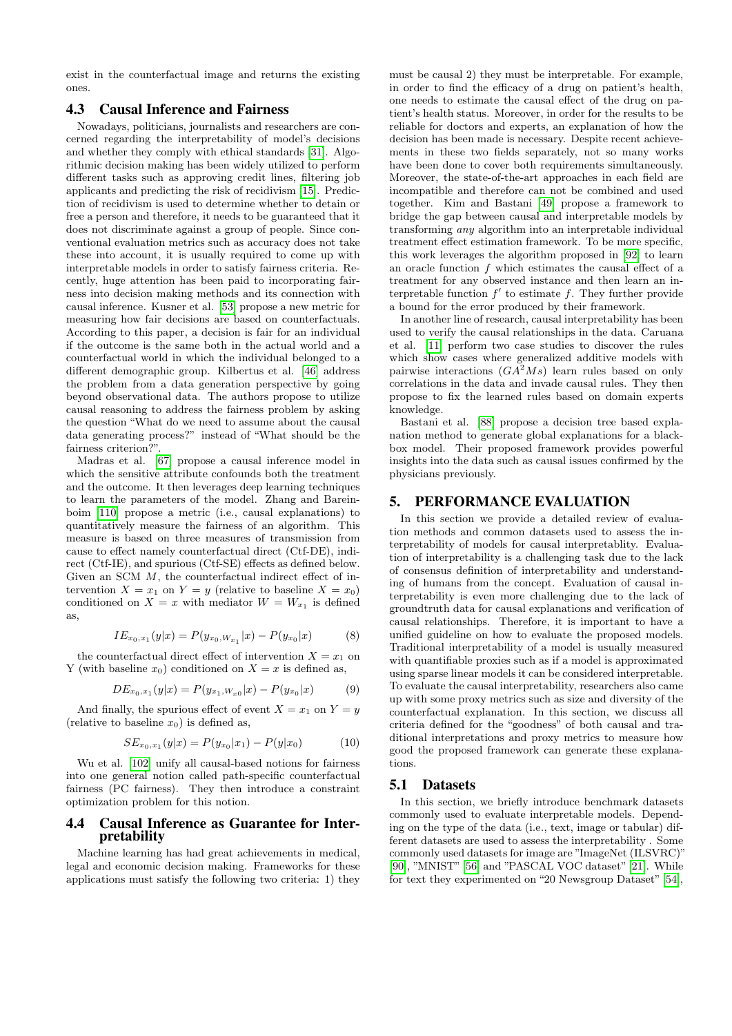exist in the counterfactual image and returns the existing ones.

### 4.3 Causal Inference and Fairness

Nowadays, politicians, journalists and researchers are concerned regarding the interpretability of model's decisions and whether they comply with ethical standards [31]. Algorithmic decision making has been widely utilized to perform different tasks such as approving credit lines, filtering job applicants and predicting the risk of recidivism [15]. Prediction of recidivism is used to determine whether to detain or free a person and therefore, it needs to be guaranteed that it does not discriminate against a group of people. Since conventional evaluation metrics such as accuracy does not take these into account, it is usually required to come up with interpretable models in order to satisfy fairness criteria. Recently, huge attention has been paid to incorporating fairness into decision making methods and its connection with causal inference. Kusner et al. [53] propose a new metric for measuring how fair decisions are based on counterfactuals. According to this paper, a decision is fair for an individual if the outcome is the same both in the actual world and a counterfactual world in which the individual belonged to a different demographic group. Kilbertus et al. [46] address the problem from a data generation perspective by going beyond observational data. The authors propose to utilize causal reasoning to address the fairness problem by asking the question "What do we need to assume about the causal data generating process?" instead of "What should be the fairness criterion?".

Madras et al. [67] propose a causal inference model in which the sensitive attribute confounds both the treatment and the outcome. It then leverages deep learning techniques to learn the parameters of the model. Zhang and Bareinboim [110] propose a metric (i.e., causal explanations) to quantitatively measure the fairness of an algorithm. This measure is based on three measures of transmission from cause to effect namely counterfactual direct (Ctf-DE), indirect (Ctf-IE), and spurious (Ctf-SE) effects as defined below. Given an SCM $M$, the counterfactual indirect effect of intervention $X = x_1$ on $Y = y$ (relative to baseline $X = x_0$) conditioned on $X = x$ with mediator $W = W_{x_1}$ is defined as,

$$IE_{x_0,x_1}(y|x) = P(y_{x_0,W_{x_1}}|x) - P(y_{x_0}|x) \tag{8}$$

the counterfactual direct effect of intervention $X = x_1$ on Y (with baseline $x_0$) conditioned on $X = x$ is defined as,

$$DE_{x_0,x_1}(y|x) = P(y_{x_1,W_{x_0}}|x) - P(y_{x_0}|x) \tag{9}$$

And finally, the spurious effect of event $X = x_1$ on $Y = y$ (relative to baseline $x_0$) is defined as,

$$SE_{x_0,x_1}(y|x) = P(y_{x_0}|x_1) - P(y|x_0) \tag{10}$$

Wu et al. [102] unify all causal-based notions for fairness into one general notion called path-specific counterfactual fairness (PC fairness). They then introduce a constraint optimization problem for this notion.

### 4.4 Causal Inference as Guarantee for Interpretability

Machine learning has had great achievements in medical, legal and economic decision making. Frameworks for these applications must satisfy the following two criteria: 1) they must be causal 2) they must be interpretable. For example, in order to find the efficacy of a drug on patient's health, one needs to estimate the causal effect of the drug on patient's health status. Moreover, in order for the results to be reliable for doctors and experts, an explanation of how the decision has been made is necessary. Despite recent achievements in these two fields separately, not so many works have been done to cover both requirements simultaneously. Moreover, the state-of-the-art approaches in each field are incompatible and therefore can not be combined and used together. Kim and Bastani [49] propose a framework to bridge the gap between causal and interpretable models by transforming *any* algorithm into an interpretable individual treatment effect estimation framework. To be more specific, this work leverages the algorithm proposed in [92] to learn an oracle function $f$ which estimates the causal effect of a treatment for any observed instance and then learn an interpretable function $f'$ to estimate $f$. They further provide a bound for the error produced by their framework.

In another line of research, causal interpretability has been used to verify the causal relationships in the data. Caruana et al. [11] perform two case studies to discover the rules which show cases where generalized additive models with pairwise interactions ($GA^2Ms$) learn rules based on only correlations in the data and invade causal rules. They then propose to fix the learned rules based on domain experts knowledge.

Bastani et al. [88] propose a decision tree based explanation method to generate global explanations for a blackbox model. Their proposed framework provides powerful insights into the data such as causal issues confirmed by the physicians previously.

## 5. PERFORMANCE EVALUATION

In this section we provide a detailed review of evaluation methods and common datasets used to assess the interpretability of models for causal interpretablity. Evaluation of interpretability is a challenging task due to the lack of consensus definition of interpretability and understanding of humans from the concept. Evaluation of causal interpretability is even more challenging due to the lack of groundtruth data for causal explanations and verification of causal relationships. Therefore, it is important to have a unified guideline on how to evaluate the proposed models. Traditional interpretability of a model is usually measured with quantifiable proxies such as if a model is approximated using sparse linear models it can be considered interpretable. To evaluate the causal interpretability, researchers also came up with some proxy metrics such as size and diversity of the counterfactual explanation. In this section, we discuss all criteria defined for the "goodness" of both causal and traditional interpretations and proxy metrics to measure how good the proposed framework can generate these explanations.

### 5.1 Datasets

In this section, we briefly introduce benchmark datasets commonly used to evaluate interpretable models. Depending on the type of the data (i.e., text, image or tabular) different datasets are used to assess the interpretability . Some commonly used datasets for image are "ImageNet (ILSVRC)" [90], "MNIST" [56] and "PASCAL VOC dataset" [21]. While for text they experimented on "20 Newsgroup Dataset" [54],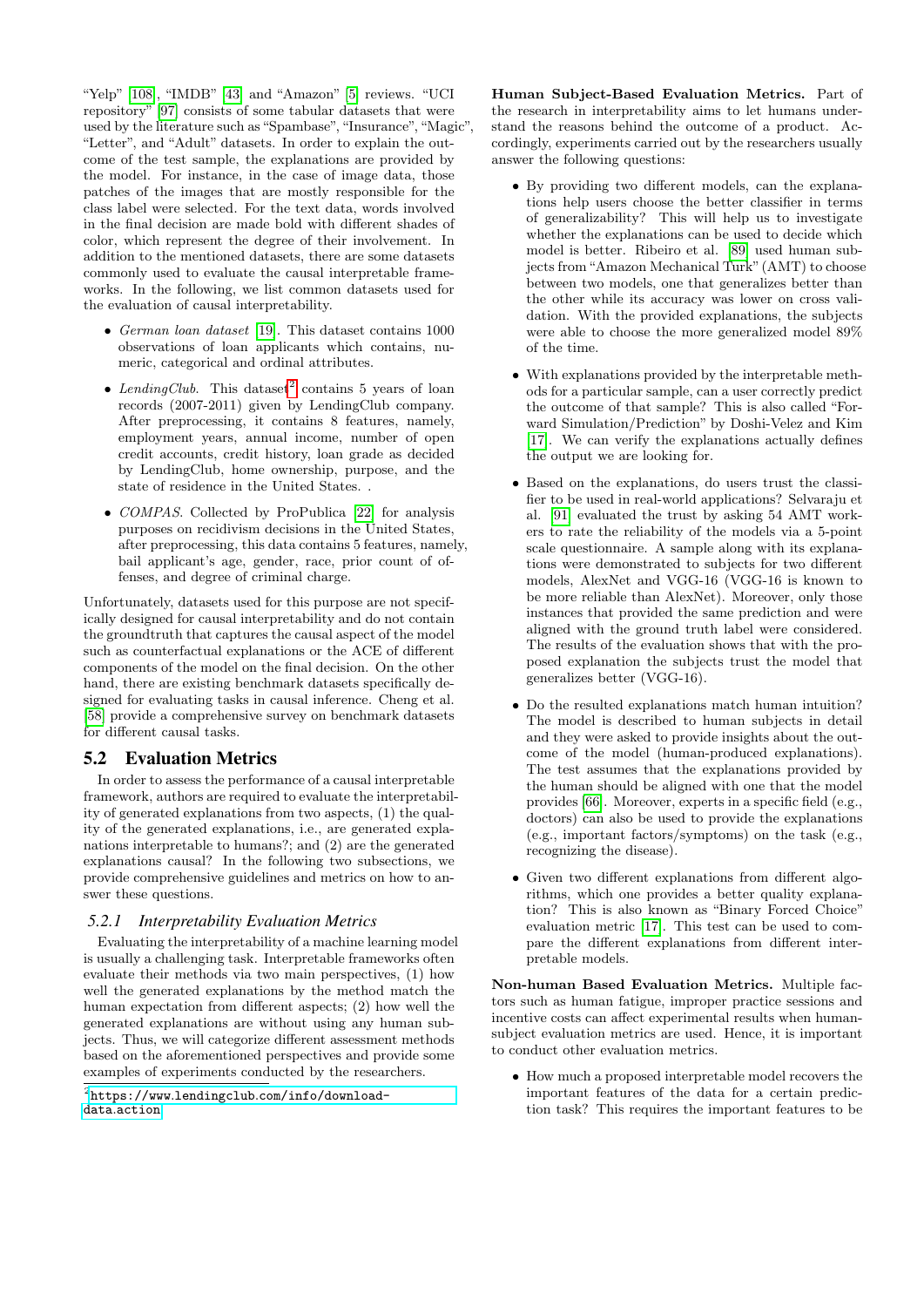"Yelp" [108], "IMDB" [43] and "Amazon" [5] reviews. "UCI repository" [97] consists of some tabular datasets that were used by the literature such as "Spambase", "Insurance", "Magic", "Letter", and "Adult" datasets. In order to explain the outcome of the test sample, the explanations are provided by the model. For instance, in the case of image data, those patches of the images that are mostly responsible for the class label were selected. For the text data, words involved in the final decision are made bold with different shades of color, which represent the degree of their involvement. In addition to the mentioned datasets, there are some datasets commonly used to evaluate the causal interpretable frameworks. In the following, we list common datasets used for the evaluation of causal interpretability.

- *German loan dataset* [19]. This dataset contains 1000 observations of loan applicants which contains, numeric, categorical and ordinal attributes.
- *LendingClub*. This dataset[2] contains 5 years of loan records (2007-2011) given by LendingClub company. After preprocessing, it contains 8 features, namely, employment years, annual income, number of open credit accounts, credit history, loan grade as decided by LendingClub, home ownership, purpose, and the state of residence in the United States. .
- *COMPAS*. Collected by ProPublica [22] for analysis purposes on recidivism decisions in the United States, after preprocessing, this data contains 5 features, namely, bail applicant's age, gender, race, prior count of offenses, and degree of criminal charge.

Unfortunately, datasets used for this purpose are not specifically designed for causal interpretability and do not contain the groundtruth that captures the causal aspect of the model such as counterfactual explanations or the ACE of different components of the model on the final decision. On the other hand, there are existing benchmark datasets specifically designed for evaluating tasks in causal inference. Cheng et al. [58] provide a comprehensive survey on benchmark datasets for different causal tasks.

## 5.2 Evaluation Metrics

In order to assess the performance of a causal interpretable framework, authors are required to evaluate the interpretability of generated explanations from two aspects, (1) the quality of the generated explanations, i.e., are generated explanations interpretable to humans?; and (2) are the generated explanations causal? In the following two subsections, we provide comprehensive guidelines and metrics on how to answer these questions.

### 5.2.1 Interpretability Evaluation Metrics

Evaluating the interpretability of a machine learning model is usually a challenging task. Interpretable frameworks often evaluate their methods via two main perspectives, (1) how well the generated explanations by the method match the human expectation from different aspects; (2) how well the generated explanations are without using any human subjects. Thus, we will categorize different assessment methods based on the aforementioned perspectives and provide some examples of experiments conducted by the researchers.

[2] https://www.lendingclub.com/info/download-data.action

**Human Subject-Based Evaluation Metrics.** Part of the research in interpretability aims to let humans understand the reasons behind the outcome of a product. Accordingly, experiments carried out by the researchers usually answer the following questions:

- By providing two different models, can the explanations help users choose the better classifier in terms of generalizability? This will help us to investigate whether the explanations can be used to decide which model is better. Ribeiro et al. [89] used human subjects from "Amazon Mechanical Turk" (AMT) to choose between two models, one that generalizes better than the other while its accuracy was lower on cross validation. With the provided explanations, the subjects were able to choose the more generalized model 89% of the time.
- With explanations provided by the interpretable methods for a particular sample, can a user correctly predict the outcome of that sample? This is also called "Forward Simulation/Prediction" by Doshi-Velez and Kim [17]. We can verify the explanations actually defines the output we are looking for.
- Based on the explanations, do users trust the classifier to be used in real-world applications? Selvaraju et al. [91] evaluated the trust by asking 54 AMT workers to rate the reliability of the models via a 5-point scale questionnaire. A sample along with its explanations were demonstrated to subjects for two different models, AlexNet and VGG-16 (VGG-16 is known to be more reliable than AlexNet). Moreover, only those instances that provided the same prediction and were aligned with the ground truth label were considered. The results of the evaluation shows that with the proposed explanation the subjects trust the model that generalizes better (VGG-16).
- Do the resulted explanations match human intuition? The model is described to human subjects in detail and they were asked to provide insights about the outcome of the model (human-produced explanations). The test assumes that the explanations provided by the human should be aligned with one that the model provides [66]. Moreover, experts in a specific field (e.g., doctors) can also be used to provide the explanations (e.g., important factors/symptoms) on the task (e.g., recognizing the disease).
- Given two different explanations from different algorithms, which one provides a better quality explanation? This is also known as "Binary Forced Choice" evaluation metric [17]. This test can be used to compare the different explanations from different interpretable models.

**Non-human Based Evaluation Metrics.** Multiple factors such as human fatigue, improper practice sessions and incentive costs can affect experimental results when human-subject evaluation metrics are used. Hence, it is important to conduct other evaluation metrics.

- How much a proposed interpretable model recovers the important features of the data for a certain prediction task? This requires the important features to be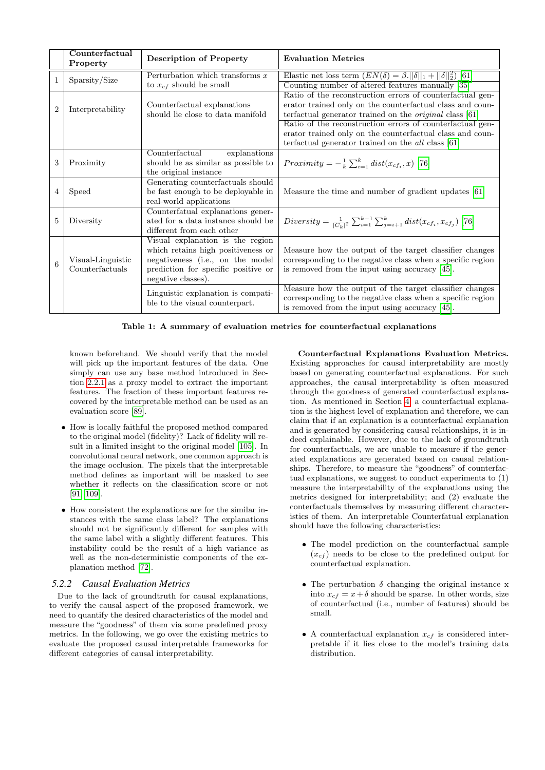| | Counterfactual Property | Description of Property | Evaluation Metrics |
|---|---|---|---|
| 1 | Sparsity/Size | Perturbation which transforms $x$ to $x_{cf}$ should be small | Elastic net loss term $(EN(\delta) = \beta.\|\|\delta\|\|_1 + \|\|\delta\|\|_2^2)$ [61] |
| | | | Counting number of altered features manually [35] |
| 2 | Interpretability | Counterfactual explanations should lie close to data manifold | Ratio of the reconstruction errors of counterfactual generator trained only on the counterfactual class and counterfactual generator trained on the *original* class [61] |
| | | | Ratio of the reconstruction errors of counterfactual generator trained only on the counterfactual class and counterfactual generator trained on the *all* class [61] |
| 3 | Proximity | Counterfactual explanations should be as similar as possible to the original instance | $Proximity = -\frac{1}{k}\sum_{i=1}^{k} dist(x_{cf_i}, x)$ [76] |
| 4 | Speed | Generating counterfactuals should be fast enough to be deployable in real-world applications | Measure the time and number of gradient updates [61] |
| 5 | Diversity | Counterfatual explanations generated for a data instance should be different from each other | $Diversity = \frac{1}{\|C_k\|^2}\sum_{i=1}^{k-1}\sum_{j=i+1}^{k} dist(x_{cf_i}, x_{cf_j})$ [76] |
| 6 | Visual-Linguistic Counterfactuals | Visual explanation is the region which retains high positiveness or negativeness (i.e., on the model prediction for specific positive or negative classes). | Measure how the output of the target classifier changes corresponding to the negative class when a specific region is removed from the input using accuracy [45]. |
| | | Linguistic explanation is compatible to the visual counterpart. | Measure how the output of the target classifier changes corresponding to the negative class when a specific region is removed from the input using accuracy [45]. |

**Table 1: A summary of evaluation metrics for counterfactual explanations**

known beforehand. We should verify that the model will pick up the important features of the data. One simply can use any base method introduced in Section 2.2.1 as a proxy model to extract the important features. The fraction of these important features recovered by the interpretable method can be used as an evaluation score [89].

- How is locally faithful the proposed method compared to the original model (fidelity)? Lack of fidelity will result in a limited insight to the original model [105]. In convolutional neural network, one common approach is the image occlusion. The pixels that the interpretable method defines as important will be masked to see whether it reflects on the classification score or not [91, 109].
- How consistent the explanations are for the similar instances with the same class label? The explanations should not be significantly different for samples with the same label with a slightly different features. This instability could be the result of a high variance as well as the non-deterministic components of the explanation method [72].

### 5.2.2 *Causal Evaluation Metrics*

Due to the lack of groundtruth for causal explanations, to verify the causal aspect of the proposed framework, we need to quantify the desired characteristics of the model and measure the "goodness" of them via some predefined proxy metrics. In the following, we go over the existing metrics to evaluate the proposed causal interpretable frameworks for different categories of causal interpretability.

**Counterfactual Explanations Evaluation Metrics.** Existing approaches for causal interpretability are mostly based on generating counterfactual explanations. For such approaches, the causal interpretability is often measured through the goodness of generated counterfactual explanation. As mentioned in Section 4, a counterfactual explanation is the highest level of explanation and therefore, we can claim that if an explanation is a counterfactual explanation and is generated by considering causal relationships, it is indeed explainable. However, due to the lack of groundtruth for counterfactuals, we are unable to measure if the generated explanations are generated based on causal relationships. Therefore, to measure the "goodness" of counterfactual explanations, we suggest to conduct experiments to (1) measure the interpretability of the explanations using the metrics designed for interpretability; and (2) evaluate the counterfactuals themselves by measuring different characteristics of them. An interpretable Counterfactual explanation should have the following characteristics:

- The model prediction on the counterfactual sample ($x_{cf}$) needs to be close to the predefined output for counterfactual explanation.
- The perturbation $\delta$ changing the original instance x into $x_{cf} = x + \delta$ should be sparse. In other words, size of counterfactual (i.e., number of features) should be small.
- A counterfactual explanation $x_{cf}$ is considered interpretable if it lies close to the model's training data distribution.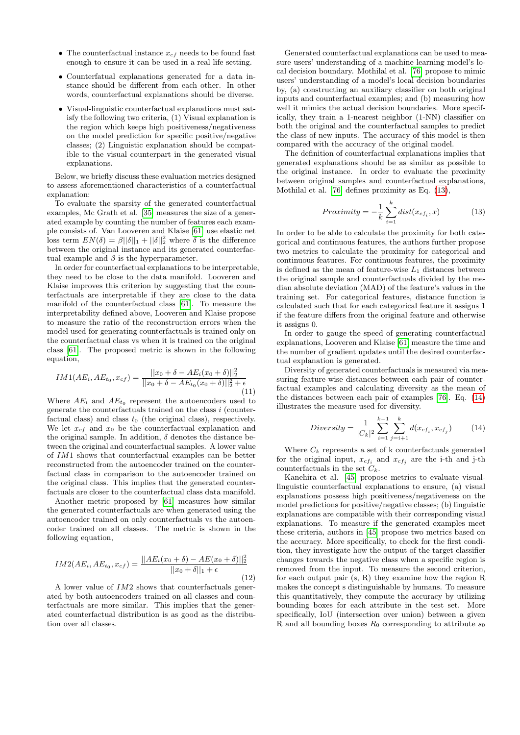- The counterfactual instance $x_{cf}$ needs to be found fast enough to ensure it can be used in a real life setting.
- Counterfatual explanations generated for a data instance should be different from each other. In other words, counterfactual explanations should be diverse.
- Visual-linguistic counterfactual explanations must satisfy the following two criteria, (1) Visual explanation is the region which keeps high positiveness/negativeness on the model prediction for specific positive/negative classes; (2) Linguistic explanation should be compatible to the visual counterpart in the generated visual explanations.

Below, we briefly discuss these evaluation metrics designed to assess aforementioned characteristics of a counterfactual explanation:

To evaluate the sparsity of the generated counterfactual examples, Mc Grath et al. [35] measures the size of a generated example by counting the number of features each example consists of. Van Looveren and Klaise [61] use elastic net loss term $EN(\delta) = \beta||\delta||_1 + ||\delta||_2^2$ where $\delta$ is the difference between the original instance and its generated counterfactual example and $\beta$ is the hyperparameter.

In order for counterfactual explanations to be interpretable, they need to be close to the data manifold. Looveren and Klaise improves this criterion by suggesting that the counterfactuals are interpretable if they are close to the data manifold of the counterfactual class [61]. To measure the interpretability defined above, Looveren and Klaise propose to measure the ratio of the reconstruction errors when the model used for generating counterfactuals is trained only on the counterfactual class vs when it is trained on the original class [61]. The proposed metric is shown in the following equation,

$$IM1(AE_i, AE_{t_0}, x_{cf}) = \frac{||x_0 + \delta - AE_i(x_0 + \delta)||_2^2}{||x_0 + \delta - AE_{t_0}(x_0 + \delta)||_2^2 + \epsilon} \tag{11}$$

Where $AE_i$ and $AE_{t_0}$ represent the autoencoders used to generate the counterfactuals trained on the class $i$ (counterfactual class) and class $t_0$ (the original class), respectively. We let $x_{cf}$ and $x_0$ be the counterfactual explanation and the original sample. In addition, $\delta$ denotes the distance between the original and counterfactual samples. A lower value of $IM1$ shows that counterfactual examples can be better reconstructed from the autoencoder trained on the counterfactual class in comparison to the autoencoder trained on the original class. This implies that the generated counterfactuals are closer to the counterfactual class data manifold.

Another metric proposed by [61] measures how similar the generated counterfactuals are when generated using the autoencoder trained on only counterfactuals vs the autoencoder trained on all classes. The metric is shown in the following equation,

$$IM2(AE_i, AE_{t_0}, x_{cf}) = \frac{||AE_i(x_0 + \delta) - AE(x_0 + \delta)||_2^2}{||x_0 + \delta||_1 + \epsilon} \tag{12}$$

A lower value of $IM2$ shows that counterfactuals generated by both autoencoders trained on all classes and counterfactuals are more similar. This implies that the generated counterfactual distribution is as good as the distribution over all classes.

Generated counterfactual explanations can be used to measure users' understanding of a machine learning model's local decision boundary. Mothilal et al. [76] propose to mimic users' understanding of a model's local decision boundaries by, (a) constructing an auxiliary classifier on both original inputs and counterfactual examples; and (b) measuring how well it mimics the actual decision boundaries. More specifically, they train a 1-nearest neighbor (1-NN) classifier on both the original and the counterfactual samples to predict the class of new inputs. The accuracy of this model is then compared with the accuracy of the original model.

The definition of counterfactual explanations implies that generated explanations should be as similar as possible to the original instance. In order to evaluate the proximity between original samples and counterfactual explanations, Mothilal et al. [76] defines proximity as Eq. (13),

$$Proximity = -\frac{1}{k}\sum_{i=1}^{k} dist(x_{cf_i}, x) \tag{13}$$

In order to be able to calculate the proximity for both categorical and continuous features, the authors further propose two metrics to calculate the proximity for categorical and continuous features. For continuous features, the proximity is defined as the mean of feature-wise $L_1$ distances between the original sample and counterfactuals divided by the median absolute deviation (MAD) of the feature's values in the training set. For categorical features, distance function is calculated such that for each categorical feature it assigns 1 if the feature differs from the original feature and otherwise it assigns 0.

In order to gauge the speed of generating counterfactual explanations, Looveren and Klaise [61] measure the time and the number of gradient updates until the desired counterfactual explanation is generated.

Diversity of generated counterfactuals is measured via measuring feature-wise distances between each pair of counterfactual examples and calculating diversity as the mean of the distances between each pair of examples [76]. Eq. (14) illustrates the measure used for diversity.

$$Diversity = \frac{1}{|C_k|^2}\sum_{i=1}^{k-1}\sum_{j=i+1}^{k} d(x_{cf_i}, x_{cf_j}) \tag{14}$$

Where $C_k$ represents a set of k counterfactuals generated for the original input, $x_{cf_i}$ and $x_{cf_j}$ are the i-th and j-th counterfactuals in the set $C_k$.

Kanehira et al. [45] propose metrics to evaluate visual-linguistic counterfactual explanations to ensure, (a) visual explanations possess high positiveness/negativeness on the model predictions for positive/negative classes; (b) linguistic explanations are compatible with their corresponding visual explanations. To measure if the generated examples meet these criteria, authors in [45] propose two metrics based on the accuracy. More specifically, to check for the first condition, they investigate how the output of the target classifier changes towards the negative class when a specific region is removed from the input. To measure the second criterion, for each output pair (s, R) they examine how the region R makes the concept s distinguishable by humans. To measure this quantitatively, they compute the accuracy by utilizing bounding boxes for each attribute in the test set. More specifically, IoU (intersection over union) between a given R and all bounding boxes $R_0$ corresponding to attribute $s_0$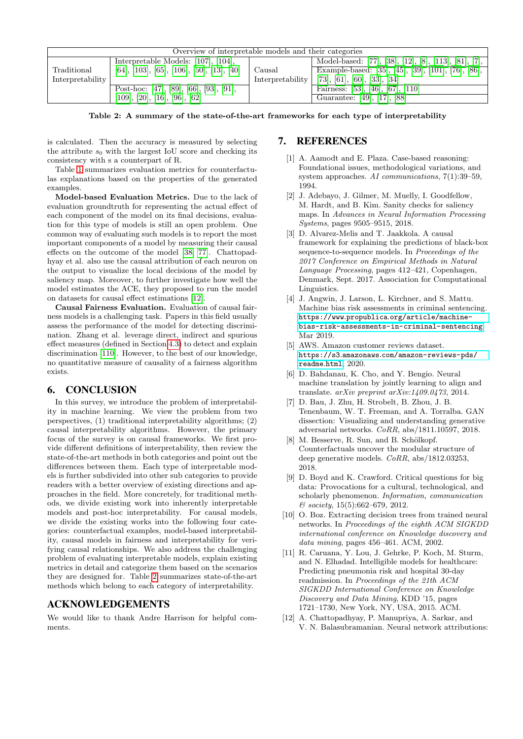| Overview of interpretable models and their categories | | | |
|---|---|---|---|
| Traditional Interpretability | Interpretable Models: [107], [104], [64], [103], [65], [106], [50], [13], [40] | Causal Interpretability | Model-based: [77], [38], [12], [8], [113], [81], [7], |
| | | | Example-based: [35], [45], [39], [101], [76], [86], [73], [61], [60], [33], [34] |
| | Post-hoc: [47], [89], [66], [93], [91], [109], [20], [16], [96], [62] | | Fairness: [53], [46], [67], [110] |
| | | | Guarantee: [49], [17], [88] |

**Table 2: A summary of the state-of-the-art frameworks for each type of interpretability**

is calculated. Then the accuracy is measured by selecting the attribute $s_0$ with the largest IoU score and checking its consistency with s a counterpart of R.

Table 1 summarizes evaluation metrics for counterfactulas explanations based on the properties of the generated examples.

**Model-based Evaluation Metrics.** Due to the lack of evaluation groundtruth for representing the actual effect of each component of the model on its final decisions, evaluation for this type of models is still an open problem. One common way of evaluating such models is to report the most important components of a model by measuring their causal effects on the outcome of the model [38, 77]. Chattopadhyay et al. also use the causal attribution of each neuron on the output to visualize the local decisions of the model by saliency map. Moreover, to further investigate how well the model estimates the ACE, they proposed to run the model on datasets for causal effect estimations [12].

**Causal Fairness Evaluation.** Evaluation of causal fairness models is a challenging task. Papers in this field usually assess the performance of the model for detecting discrimination. Zhang et al. leverage direct, indirect and spurious effect measures (defined in Section 4.3) to detect and explain discrimination [110]. However, to the best of our knowledge, no quantitative measure of causality of a fairness algorithm exists.

## 6. CONCLUSION

In this survey, we introduce the problem of interpretability in machine learning. We view the problem from two perspectives, (1) traditional interpretability algorithms; (2) causal interpretability algorithms. However, the primary focus of the survey is on causal frameworks. We first provide different definitions of interpretability, then review the state-of-the-art methods in both categories and point out the differences between them. Each type of interpretable models is further subdivided into other sub categories to provide readers with a better overview of existing directions and approaches in the field. More concretely, for traditional methods, we divide existing work into inherently interpretable models and post-hoc interpretability. For causal models, we divide the existing works into the following four categories: counterfactual examples, model-based interpretability, causal models in fairness and interpretability for verifying causal relationships. We also address the challenging problem of evaluating interpretable models, explain existing metrics in detail and categorize them based on the scenarios they are designed for. Table 2 summarizes state-of-the-art methods which belong to each category of interpretability.

## ACKNOWLEDGEMENTS

We would like to thank Andre Harrison for helpful comments.

## 7. REFERENCES

[1] A. Aamodt and E. Plaza. Case-based reasoning: Foundational issues, methodological variations, and system approaches. *AI communications*, 7(1):39–59, 1994.

[2] J. Adebayo, J. Gilmer, M. Muelly, I. Goodfellow, M. Hardt, and B. Kim. Sanity checks for saliency maps. In *Advances in Neural Information Processing Systems*, pages 9505–9515, 2018.

[3] D. Alvarez-Melis and T. Jaakkola. A causal framework for explaining the predictions of black-box sequence-to-sequence models. In *Proceedings of the 2017 Conference on Empirical Methods in Natural Language Processing*, pages 412–421, Copenhagen, Denmark, Sept. 2017. Association for Computational Linguistics.

[4] J. Angwin, J. Larson, L. Kirchner, and S. Mattu. Machine bias risk assessments in criminal sentencing. https://www.propublica.org/article/machine-bias-risk-assessments-in-criminal-sentencing, Mar 2019.

[5] AWS. Amazon customer reviews dataset. https://s3.amazonaws.com/amazon-reviews-pds/readme.html, 2020.

[6] D. Bahdanau, K. Cho, and Y. Bengio. Neural machine translation by jointly learning to align and translate. *arXiv preprint arXiv:1409.0473*, 2014.

[7] D. Bau, J. Zhu, H. Strobelt, B. Zhou, J. B. Tenenbaum, W. T. Freeman, and A. Torralba. GAN dissection: Visualizing and understanding generative adversarial networks. *CoRR*, abs/1811.10597, 2018.

[8] M. Besserve, R. Sun, and B. Schölkopf. Counterfactuals uncover the modular structure of deep generative models. *CoRR*, abs/1812.03253, 2018.

[9] D. Boyd and K. Crawford. Critical questions for big data: Provocations for a cultural, technological, and scholarly phenomenon. *Information, communication & society*, 15(5):662–679, 2012.

[10] O. Boz. Extracting decision trees from trained neural networks. In *Proceedings of the eighth ACM SIGKDD international conference on Knowledge discovery and data mining*, pages 456–461. ACM, 2002.

[11] R. Caruana, Y. Lou, J. Gehrke, P. Koch, M. Sturm, and N. Elhadad. Intelligible models for healthcare: Predicting pneumonia risk and hospital 30-day readmission. In *Proceedings of the 21th ACM SIGKDD International Conference on Knowledge Discovery and Data Mining*, KDD '15, pages 1721–1730, New York, NY, USA, 2015. ACM.

[12] A. Chattopadhyay, P. Manupriya, A. Sarkar, and V. N. Balasubramanian. Neural network attributions: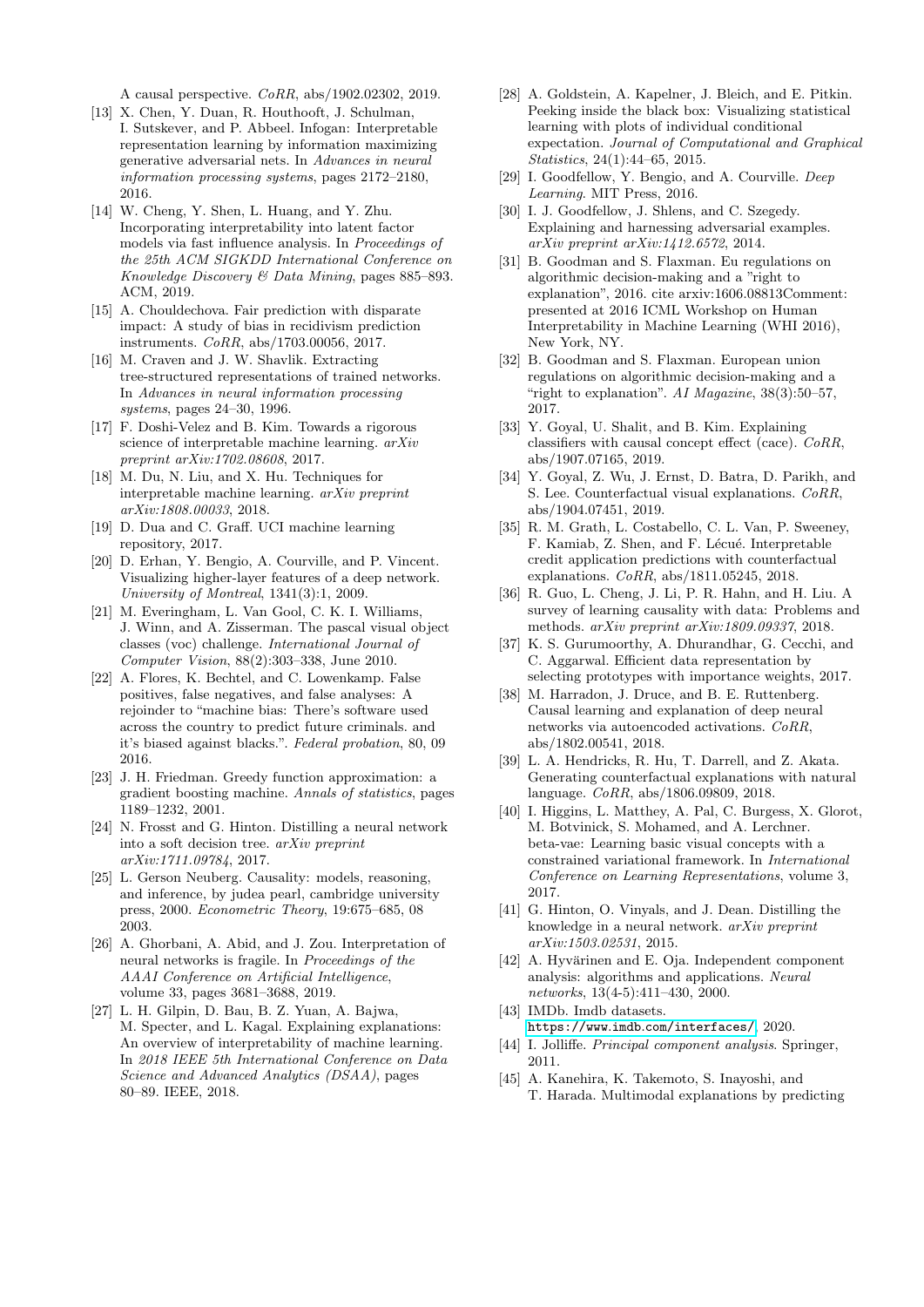A causal perspective. *CoRR*, abs/1902.02302, 2019.

[13] X. Chen, Y. Duan, R. Houthooft, J. Schulman, I. Sutskever, and P. Abbeel. Infogan: Interpretable representation learning by information maximizing generative adversarial nets. In *Advances in neural information processing systems*, pages 2172–2180, 2016.

[14] W. Cheng, Y. Shen, L. Huang, and Y. Zhu. Incorporating interpretability into latent factor models via fast influence analysis. In *Proceedings of the 25th ACM SIGKDD International Conference on Knowledge Discovery & Data Mining*, pages 885–893. ACM, 2019.

[15] A. Chouldechova. Fair prediction with disparate impact: A study of bias in recidivism prediction instruments. *CoRR*, abs/1703.00056, 2017.

[16] M. Craven and J. W. Shavlik. Extracting tree-structured representations of trained networks. In *Advances in neural information processing systems*, pages 24–30, 1996.

[17] F. Doshi-Velez and B. Kim. Towards a rigorous science of interpretable machine learning. *arXiv preprint arXiv:1702.08608*, 2017.

[18] M. Du, N. Liu, and X. Hu. Techniques for interpretable machine learning. *arXiv preprint arXiv:1808.00033*, 2018.

[19] D. Dua and C. Graff. UCI machine learning repository, 2017.

[20] D. Erhan, Y. Bengio, A. Courville, and P. Vincent. Visualizing higher-layer features of a deep network. *University of Montreal*, 1341(3):1, 2009.

[21] M. Everingham, L. Van Gool, C. K. I. Williams, J. Winn, and A. Zisserman. The pascal visual object classes (voc) challenge. *International Journal of Computer Vision*, 88(2):303–338, June 2010.

[22] A. Flores, K. Bechtel, and C. Lowenkamp. False positives, false negatives, and false analyses: A rejoinder to "machine bias: There's software used across the country to predict future criminals. and it's biased against blacks.". *Federal probation*, 80, 09 2016.

[23] J. H. Friedman. Greedy function approximation: a gradient boosting machine. *Annals of statistics*, pages 1189–1232, 2001.

[24] N. Frosst and G. Hinton. Distilling a neural network into a soft decision tree. *arXiv preprint arXiv:1711.09784*, 2017.

[25] L. Gerson Neuberg. Causality: models, reasoning, and inference, by judea pearl, cambridge university press, 2000. *Econometric Theory*, 19:675–685, 08 2003.

[26] A. Ghorbani, A. Abid, and J. Zou. Interpretation of neural networks is fragile. In *Proceedings of the AAAI Conference on Artificial Intelligence*, volume 33, pages 3681–3688, 2019.

[27] L. H. Gilpin, D. Bau, B. Z. Yuan, A. Bajwa, M. Specter, and L. Kagal. Explaining explanations: An overview of interpretability of machine learning. In *2018 IEEE 5th International Conference on Data Science and Advanced Analytics (DSAA)*, pages 80–89. IEEE, 2018.

[28] A. Goldstein, A. Kapelner, J. Bleich, and E. Pitkin. Peeking inside the black box: Visualizing statistical learning with plots of individual conditional expectation. *Journal of Computational and Graphical Statistics*, 24(1):44–65, 2015.

[29] I. Goodfellow, Y. Bengio, and A. Courville. *Deep Learning*. MIT Press, 2016.

[30] I. J. Goodfellow, J. Shlens, and C. Szegedy. Explaining and harnessing adversarial examples. *arXiv preprint arXiv:1412.6572*, 2014.

[31] B. Goodman and S. Flaxman. Eu regulations on algorithmic decision-making and a "right to explanation", 2016. cite arxiv:1606.08813Comment: presented at 2016 ICML Workshop on Human Interpretability in Machine Learning (WHI 2016), New York, NY.

[32] B. Goodman and S. Flaxman. European union regulations on algorithmic decision-making and a "right to explanation". *AI Magazine*, 38(3):50–57, 2017.

[33] Y. Goyal, U. Shalit, and B. Kim. Explaining classifiers with causal concept effect (cace). *CoRR*, abs/1907.07165, 2019.

[34] Y. Goyal, Z. Wu, J. Ernst, D. Batra, D. Parikh, and S. Lee. Counterfactual visual explanations. *CoRR*, abs/1904.07451, 2019.

[35] R. M. Grath, L. Costabello, C. L. Van, P. Sweeney, F. Kamiab, Z. Shen, and F. Lécué. Interpretable credit application predictions with counterfactual explanations. *CoRR*, abs/1811.05245, 2018.

[36] R. Guo, L. Cheng, J. Li, P. R. Hahn, and H. Liu. A survey of learning causality with data: Problems and methods. *arXiv preprint arXiv:1809.09337*, 2018.

[37] K. S. Gurumoorthy, A. Dhurandhar, G. Cecchi, and C. Aggarwal. Efficient data representation by selecting prototypes with importance weights, 2017.

[38] M. Harradon, J. Druce, and B. E. Ruttenberg. Causal learning and explanation of deep neural networks via autoencoded activations. *CoRR*, abs/1802.00541, 2018.

[39] L. A. Hendricks, R. Hu, T. Darrell, and Z. Akata. Generating counterfactual explanations with natural language. *CoRR*, abs/1806.09809, 2018.

[40] I. Higgins, L. Matthey, A. Pal, C. Burgess, X. Glorot, M. Botvinick, S. Mohamed, and A. Lerchner. beta-vae: Learning basic visual concepts with a constrained variational framework. In *International Conference on Learning Representations*, volume 3, 2017.

[41] G. Hinton, O. Vinyals, and J. Dean. Distilling the knowledge in a neural network. *arXiv preprint arXiv:1503.02531*, 2015.

[42] A. Hyvärinen and E. Oja. Independent component analysis: algorithms and applications. *Neural networks*, 13(4-5):411–430, 2000.

[43] IMDb. Imdb datasets. https://www.imdb.com/interfaces/, 2020.

[44] I. Jolliffe. *Principal component analysis*. Springer, 2011.

[45] A. Kanehira, K. Takemoto, S. Inayoshi, and T. Harada. Multimodal explanations by predicting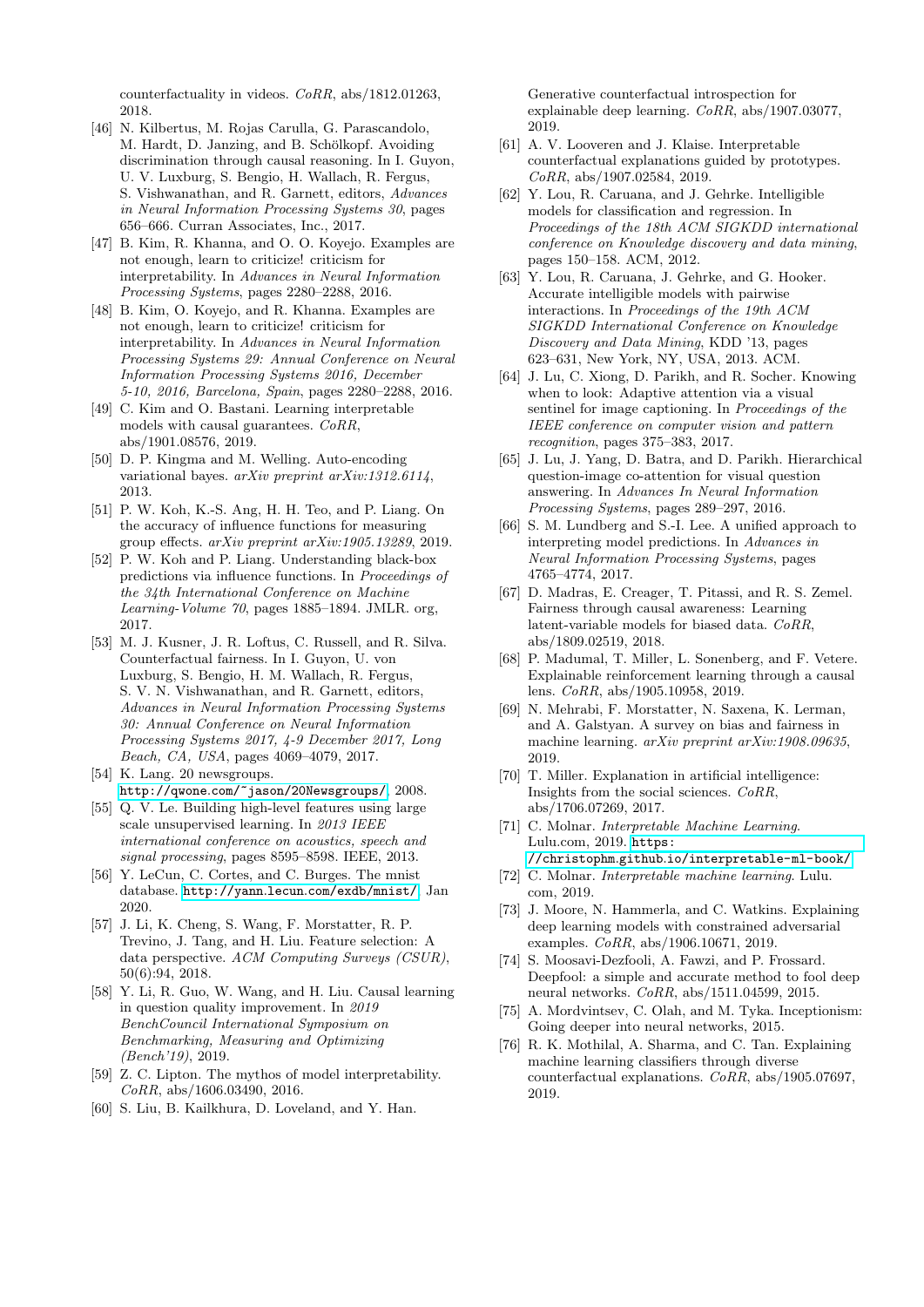counterfactuality in videos. *CoRR*, abs/1812.01263, 2018.

[46] N. Kilbertus, M. Rojas Carulla, G. Parascandolo, M. Hardt, D. Janzing, and B. Schölkopf. Avoiding discrimination through causal reasoning. In I. Guyon, U. V. Luxburg, S. Bengio, H. Wallach, R. Fergus, S. Vishwanathan, and R. Garnett, editors, *Advances in Neural Information Processing Systems 30*, pages 656–666. Curran Associates, Inc., 2017.

[47] B. Kim, R. Khanna, and O. O. Koyejo. Examples are not enough, learn to criticize! criticism for interpretability. In *Advances in Neural Information Processing Systems*, pages 2280–2288, 2016.

[48] B. Kim, O. Koyejo, and R. Khanna. Examples are not enough, learn to criticize! criticism for interpretability. In *Advances in Neural Information Processing Systems 29: Annual Conference on Neural Information Processing Systems 2016, December 5-10, 2016, Barcelona, Spain*, pages 2280–2288, 2016.

[49] C. Kim and O. Bastani. Learning interpretable models with causal guarantees. *CoRR*, abs/1901.08576, 2019.

[50] D. P. Kingma and M. Welling. Auto-encoding variational bayes. *arXiv preprint arXiv:1312.6114*, 2013.

[51] P. W. Koh, K.-S. Ang, H. H. Teo, and P. Liang. On the accuracy of influence functions for measuring group effects. *arXiv preprint arXiv:1905.13289*, 2019.

[52] P. W. Koh and P. Liang. Understanding black-box predictions via influence functions. In *Proceedings of the 34th International Conference on Machine Learning-Volume 70*, pages 1885–1894. JMLR. org, 2017.

[53] M. J. Kusner, J. R. Loftus, C. Russell, and R. Silva. Counterfactual fairness. In I. Guyon, U. von Luxburg, S. Bengio, H. M. Wallach, R. Fergus, S. V. N. Vishwanathan, and R. Garnett, editors, *Advances in Neural Information Processing Systems 30: Annual Conference on Neural Information Processing Systems 2017, 4-9 December 2017, Long Beach, CA, USA*, pages 4069–4079, 2017.

[54] K. Lang. 20 newsgroups. http://qwone.com/~jason/20Newsgroups/, 2008.

[55] Q. V. Le. Building high-level features using large scale unsupervised learning. In *2013 IEEE international conference on acoustics, speech and signal processing*, pages 8595–8598. IEEE, 2013.

[56] Y. LeCun, C. Cortes, and C. Burges. The mnist database. http://yann.lecun.com/exdb/mnist/, Jan 2020.

[57] J. Li, K. Cheng, S. Wang, F. Morstatter, R. P. Trevino, J. Tang, and H. Liu. Feature selection: A data perspective. *ACM Computing Surveys (CSUR)*, 50(6):94, 2018.

[58] Y. Li, R. Guo, W. Wang, and H. Liu. Causal learning in question quality improvement. In *2019 BenchCouncil International Symposium on Benchmarking, Measuring and Optimizing (Bench'19)*, 2019.

[59] Z. C. Lipton. The mythos of model interpretability. *CoRR*, abs/1606.03490, 2016.

[60] S. Liu, B. Kailkhura, D. Loveland, and Y. Han. Generative counterfactual introspection for explainable deep learning. *CoRR*, abs/1907.03077, 2019.

[61] A. V. Looveren and J. Klaise. Interpretable counterfactual explanations guided by prototypes. *CoRR*, abs/1907.02584, 2019.

[62] Y. Lou, R. Caruana, and J. Gehrke. Intelligible models for classification and regression. In *Proceedings of the 18th ACM SIGKDD international conference on Knowledge discovery and data mining*, pages 150–158. ACM, 2012.

[63] Y. Lou, R. Caruana, J. Gehrke, and G. Hooker. Accurate intelligible models with pairwise interactions. In *Proceedings of the 19th ACM SIGKDD International Conference on Knowledge Discovery and Data Mining*, KDD '13, pages 623–631, New York, NY, USA, 2013. ACM.

[64] J. Lu, C. Xiong, D. Parikh, and R. Socher. Knowing when to look: Adaptive attention via a visual sentinel for image captioning. In *Proceedings of the IEEE conference on computer vision and pattern recognition*, pages 375–383, 2017.

[65] J. Lu, J. Yang, D. Batra, and D. Parikh. Hierarchical question-image co-attention for visual question answering. In *Advances In Neural Information Processing Systems*, pages 289–297, 2016.

[66] S. M. Lundberg and S.-I. Lee. A unified approach to interpreting model predictions. In *Advances in Neural Information Processing Systems*, pages 4765–4774, 2017.

[67] D. Madras, E. Creager, T. Pitassi, and R. S. Zemel. Fairness through causal awareness: Learning latent-variable models for biased data. *CoRR*, abs/1809.02519, 2018.

[68] P. Madumal, T. Miller, L. Sonenberg, and F. Vetere. Explainable reinforcement learning through a causal lens. *CoRR*, abs/1905.10958, 2019.

[69] N. Mehrabi, F. Morstatter, N. Saxena, K. Lerman, and A. Galstyan. A survey on bias and fairness in machine learning. *arXiv preprint arXiv:1908.09635*, 2019.

[70] T. Miller. Explanation in artificial intelligence: Insights from the social sciences. *CoRR*, abs/1706.07269, 2017.

[71] C. Molnar. *Interpretable Machine Learning*. Lulu.com, 2019. https://christophm.github.io/interpretable-ml-book/.

[72] C. Molnar. *Interpretable machine learning*. Lulu. com, 2019.

[73] J. Moore, N. Hammerla, and C. Watkins. Explaining deep learning models with constrained adversarial examples. *CoRR*, abs/1906.10671, 2019.

[74] S. Moosavi-Dezfooli, A. Fawzi, and P. Frossard. Deepfool: a simple and accurate method to fool deep neural networks. *CoRR*, abs/1511.04599, 2015.

[75] A. Mordvintsev, C. Olah, and M. Tyka. Inceptionism: Going deeper into neural networks, 2015.

[76] R. K. Mothilal, A. Sharma, and C. Tan. Explaining machine learning classifiers through diverse counterfactual explanations. *CoRR*, abs/1905.07697, 2019.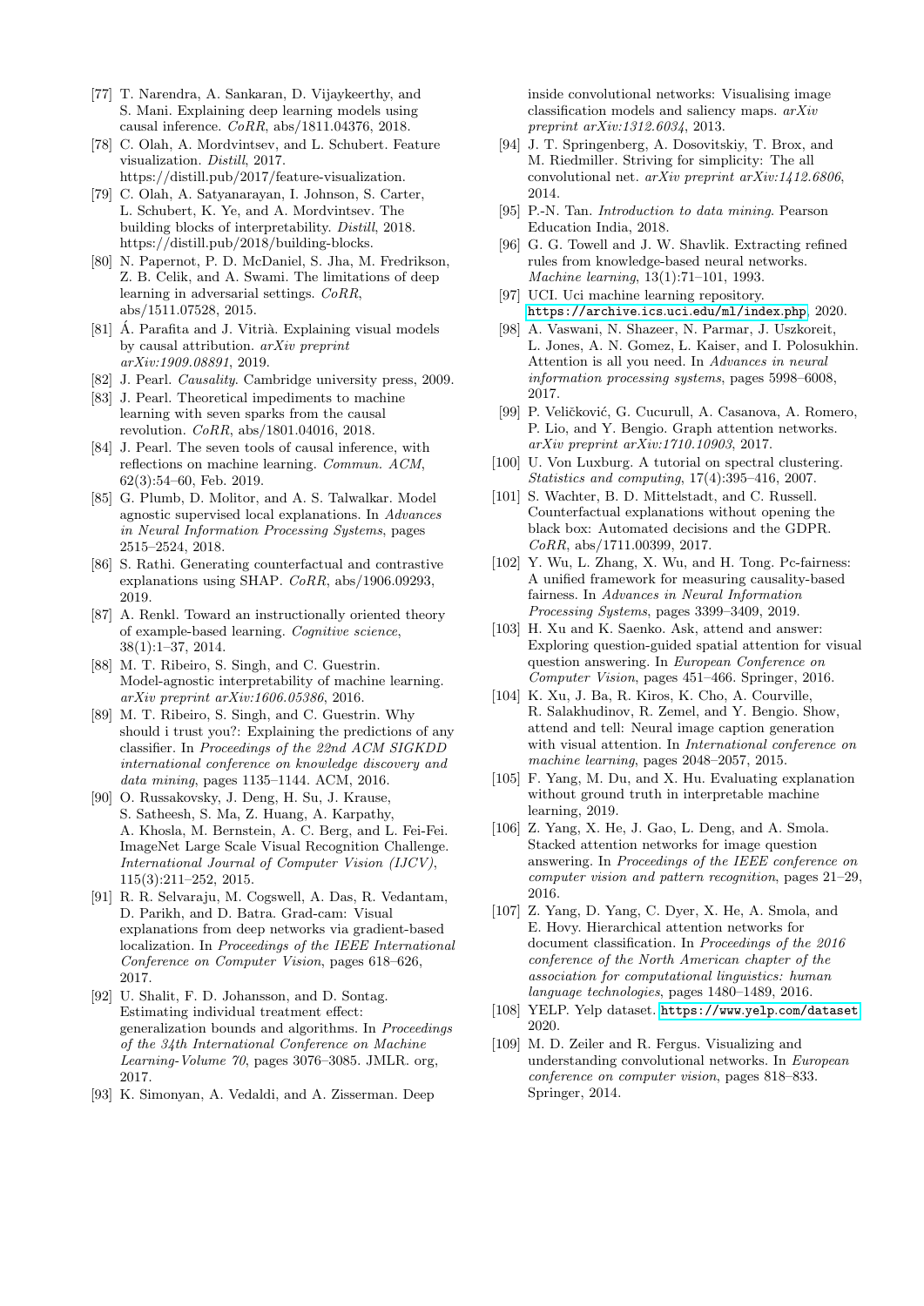- [77] T. Narendra, A. Sankaran, D. Vijaykeerthy, and S. Mani. Explaining deep learning models using causal inference. *CoRR*, abs/1811.04376, 2018.
- [78] C. Olah, A. Mordvintsev, and L. Schubert. Feature visualization. *Distill*, 2017. https://distill.pub/2017/feature-visualization.
- [79] C. Olah, A. Satyanarayan, I. Johnson, S. Carter, L. Schubert, K. Ye, and A. Mordvintsev. The building blocks of interpretability. *Distill*, 2018. https://distill.pub/2018/building-blocks.
- [80] N. Papernot, P. D. McDaniel, S. Jha, M. Fredrikson, Z. B. Celik, and A. Swami. The limitations of deep learning in adversarial settings. *CoRR*, abs/1511.07528, 2015.
- [81] Á. Parafita and J. Vitrià. Explaining visual models by causal attribution. *arXiv preprint arXiv:1909.08891*, 2019.
- [82] J. Pearl. *Causality*. Cambridge university press, 2009.
- [83] J. Pearl. Theoretical impediments to machine learning with seven sparks from the causal revolution. *CoRR*, abs/1801.04016, 2018.
- [84] J. Pearl. The seven tools of causal inference, with reflections on machine learning. *Commun. ACM*, 62(3):54–60, Feb. 2019.
- [85] G. Plumb, D. Molitor, and A. S. Talwalkar. Model agnostic supervised local explanations. In *Advances in Neural Information Processing Systems*, pages 2515–2524, 2018.
- [86] S. Rathi. Generating counterfactual and contrastive explanations using SHAP. *CoRR*, abs/1906.09293, 2019.
- [87] A. Renkl. Toward an instructionally oriented theory of example-based learning. *Cognitive science*, 38(1):1–37, 2014.
- [88] M. T. Ribeiro, S. Singh, and C. Guestrin. Model-agnostic interpretability of machine learning. *arXiv preprint arXiv:1606.05386*, 2016.
- [89] M. T. Ribeiro, S. Singh, and C. Guestrin. Why should i trust you?: Explaining the predictions of any classifier. In *Proceedings of the 22nd ACM SIGKDD international conference on knowledge discovery and data mining*, pages 1135–1144. ACM, 2016.
- [90] O. Russakovsky, J. Deng, H. Su, J. Krause, S. Satheesh, S. Ma, Z. Huang, A. Karpathy, A. Khosla, M. Bernstein, A. C. Berg, and L. Fei-Fei. ImageNet Large Scale Visual Recognition Challenge. *International Journal of Computer Vision (IJCV)*, 115(3):211–252, 2015.
- [91] R. R. Selvaraju, M. Cogswell, A. Das, R. Vedantam, D. Parikh, and D. Batra. Grad-cam: Visual explanations from deep networks via gradient-based localization. In *Proceedings of the IEEE International Conference on Computer Vision*, pages 618–626, 2017.
- [92] U. Shalit, F. D. Johansson, and D. Sontag. Estimating individual treatment effect: generalization bounds and algorithms. In *Proceedings of the 34th International Conference on Machine Learning-Volume 70*, pages 3076–3085. JMLR. org, 2017.
- [93] K. Simonyan, A. Vedaldi, and A. Zisserman. Deep inside convolutional networks: Visualising image classification models and saliency maps. *arXiv preprint arXiv:1312.6034*, 2013.
- [94] J. T. Springenberg, A. Dosovitskiy, T. Brox, and M. Riedmiller. Striving for simplicity: The all convolutional net. *arXiv preprint arXiv:1412.6806*, 2014.
- [95] P.-N. Tan. *Introduction to data mining*. Pearson Education India, 2018.
- [96] G. G. Towell and J. W. Shavlik. Extracting refined rules from knowledge-based neural networks. *Machine learning*, 13(1):71–101, 1993.
- [97] UCI. Uci machine learning repository. https://archive.ics.uci.edu/ml/index.php, 2020.
- [98] A. Vaswani, N. Shazeer, N. Parmar, J. Uszkoreit, L. Jones, A. N. Gomez, Ł. Kaiser, and I. Polosukhin. Attention is all you need. In *Advances in neural information processing systems*, pages 5998–6008, 2017.
- [99] P. Veličković, G. Cucurull, A. Casanova, A. Romero, P. Lio, and Y. Bengio. Graph attention networks. *arXiv preprint arXiv:1710.10903*, 2017.
- [100] U. Von Luxburg. A tutorial on spectral clustering. *Statistics and computing*, 17(4):395–416, 2007.
- [101] S. Wachter, B. D. Mittelstadt, and C. Russell. Counterfactual explanations without opening the black box: Automated decisions and the GDPR. *CoRR*, abs/1711.00399, 2017.
- [102] Y. Wu, L. Zhang, X. Wu, and H. Tong. Pc-fairness: A unified framework for measuring causality-based fairness. In *Advances in Neural Information Processing Systems*, pages 3399–3409, 2019.
- [103] H. Xu and K. Saenko. Ask, attend and answer: Exploring question-guided spatial attention for visual question answering. In *European Conference on Computer Vision*, pages 451–466. Springer, 2016.
- [104] K. Xu, J. Ba, R. Kiros, K. Cho, A. Courville, R. Salakhudinov, R. Zemel, and Y. Bengio. Show, attend and tell: Neural image caption generation with visual attention. In *International conference on machine learning*, pages 2048–2057, 2015.
- [105] F. Yang, M. Du, and X. Hu. Evaluating explanation without ground truth in interpretable machine learning, 2019.
- [106] Z. Yang, X. He, J. Gao, L. Deng, and A. Smola. Stacked attention networks for image question answering. In *Proceedings of the IEEE conference on computer vision and pattern recognition*, pages 21–29, 2016.
- [107] Z. Yang, D. Yang, C. Dyer, X. He, A. Smola, and E. Hovy. Hierarchical attention networks for document classification. In *Proceedings of the 2016 conference of the North American chapter of the association for computational linguistics: human language technologies*, pages 1480–1489, 2016.
- [108] YELP. Yelp dataset. https://www.yelp.com/dataset, 2020.
- [109] M. D. Zeiler and R. Fergus. Visualizing and understanding convolutional networks. In *European conference on computer vision*, pages 818–833. Springer, 2014.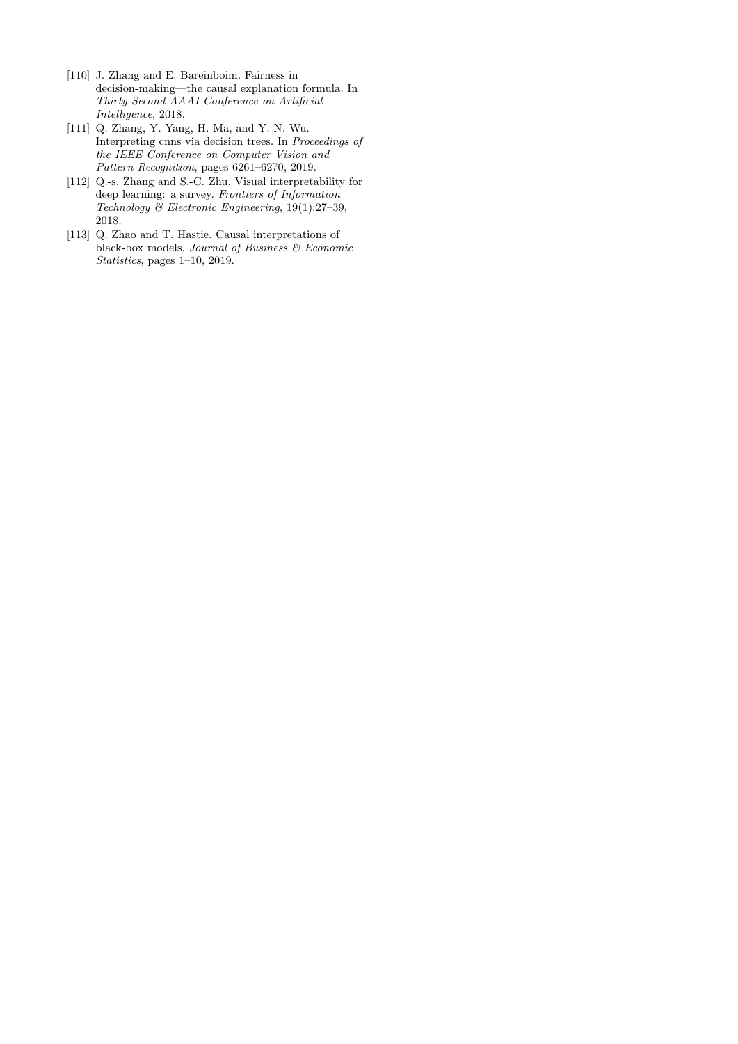[110] J. Zhang and E. Bareinboim. Fairness in decision-making—the causal explanation formula. In *Thirty-Second AAAI Conference on Artificial Intelligence*, 2018.

[111] Q. Zhang, Y. Yang, H. Ma, and Y. N. Wu. Interpreting cnns via decision trees. In *Proceedings of the IEEE Conference on Computer Vision and Pattern Recognition*, pages 6261–6270, 2019.

[112] Q.-s. Zhang and S.-C. Zhu. Visual interpretability for deep learning: a survey. *Frontiers of Information Technology & Electronic Engineering*, 19(1):27–39, 2018.

[113] Q. Zhao and T. Hastie. Causal interpretations of black-box models. *Journal of Business & Economic Statistics*, pages 1–10, 2019.